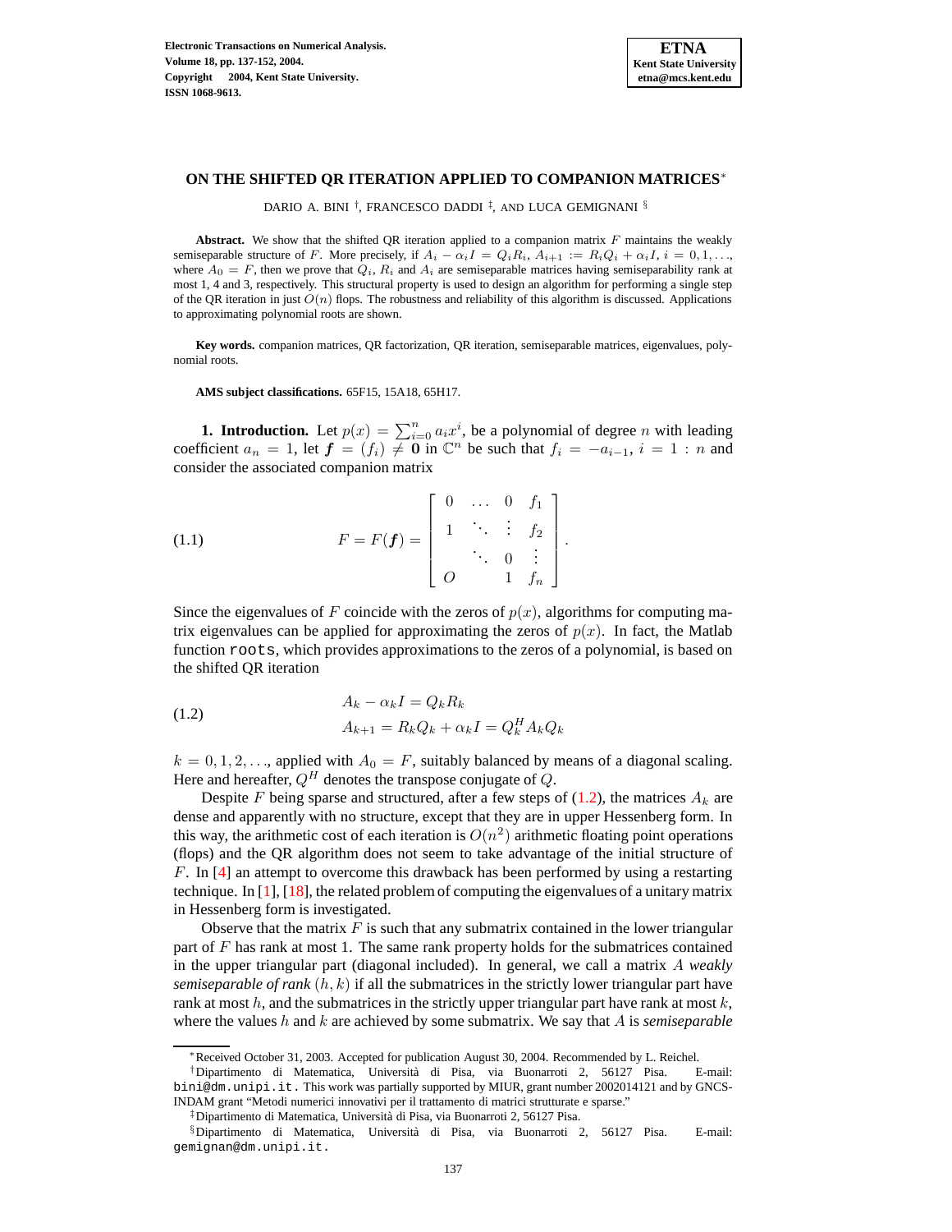# ON THE SHIFTED QR ITERATION APPLIED TO COMPANION MATRICES*

DARIO A. BINI †, FRANCESCO DADDI ‡, AND LUCA GEMIGNANI §

**Abstract.** We show that the shifted QR iteration applied to a companion matrix $F$ maintains the weakly semiseparable structure of $F$. More precisely, if $A_i - \alpha_i I = Q_i R_i$, $A_{i+1} := R_i Q_i + \alpha_i I$, $i = 0, 1, \ldots$, where $A_0 = F$, then we prove that $Q_i$, $R_i$ and $A_i$ are semiseparable matrices having semiseparability rank at most 1, 4 and 3, respectively. This structural property is used to design an algorithm for performing a single step of the QR iteration in just $O(n)$ flops. The robustness and reliability of this algorithm is discussed. Applications to approximating polynomial roots are shown.

**Key words.** companion matrices, QR factorization, QR iteration, semiseparable matrices, eigenvalues, polynomial roots.

**AMS subject classifications.** 65F15, 15A18, 65H17.

**1. Introduction.** Let $p(x) = \sum_{i=0}^{n} a_i x^i$, be a polynomial of degree $n$ with leading coefficient $a_n = 1$, let $\boldsymbol{f} = (f_i) \neq \boldsymbol{0}$ in $\mathbb{C}^n$ be such that $f_i = -a_{i-1}$, $i = 1 : n$ and consider the associated companion matrix

$$F = F(\boldsymbol{f}) = \begin{bmatrix} 0 & \ldots & 0 & f_1 \\ 1 & \ddots & \vdots & f_2 \\ & \ddots & 0 & \vdots \\ O & & 1 & f_n \end{bmatrix}. \tag{1.1}$$

Since the eigenvalues of $F$ coincide with the zeros of $p(x)$, algorithms for computing matrix eigenvalues can be applied for approximating the zeros of $p(x)$. In fact, the Matlab function `roots`, which provides approximations to the zeros of a polynomial, is based on the shifted QR iteration

$$\begin{aligned} A_k - \alpha_k I &= Q_k R_k \\ A_{k+1} &= R_k Q_k + \alpha_k I = Q_k^H A_k Q_k \end{aligned} \tag{1.2}$$

$k = 0, 1, 2, \ldots$, applied with $A_0 = F$, suitably balanced by means of a diagonal scaling. Here and hereafter, $Q^H$ denotes the transpose conjugate of $Q$.

Despite $F$ being sparse and structured, after a few steps of (1.2), the matrices $A_k$ are dense and apparently with no structure, except that they are in upper Hessenberg form. In this way, the arithmetic cost of each iteration is $O(n^2)$ arithmetic floating point operations (flops) and the QR algorithm does not seem to take advantage of the initial structure of $F$. In [4] an attempt to overcome this drawback has been performed by using a restarting technique. In [1], [18], the related problem of computing the eigenvalues of a unitary matrix in Hessenberg form is investigated.

Observe that the matrix $F$ is such that any submatrix contained in the lower triangular part of $F$ has rank at most 1. The same rank property holds for the submatrices contained in the upper triangular part (diagonal included). In general, we call a matrix $A$ *weakly semiseparable of rank* $(h, k)$ if all the submatrices in the strictly lower triangular part have rank at most $h$, and the submatrices in the strictly upper triangular part have rank at most $k$, where the values $h$ and $k$ are achieved by some submatrix. We say that $A$ is *semiseparable*

---

*Received October 31, 2003. Accepted for publication August 30, 2004. Recommended by L. Reichel.

†Dipartimento di Matematica, Università di Pisa, via Buonarroti 2, 56127 Pisa. E-mail: bini@dm.unipi.it. This work was partially supported by MIUR, grant number 2002014121 and by GNCS-INDAM grant "Metodi numerici innovativi per il trattamento di matrici strutturate e sparse."

‡Dipartimento di Matematica, Università di Pisa, via Buonarroti 2, 56127 Pisa.

§Dipartimento di Matematica, Università di Pisa, via Buonarroti 2, 56127 Pisa. E-mail: gemignan@dm.unipi.it.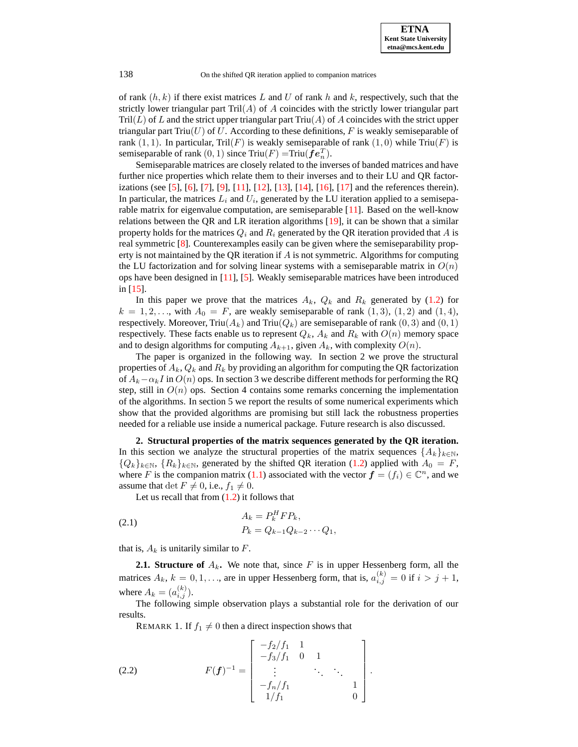of rank $(h, k)$ if there exist matrices $L$ and $U$ of rank $h$ and $k$, respectively, such that the strictly lower triangular part Tril$(A)$ of $A$ coincides with the strictly lower triangular part Tril$(L)$ of $L$ and the strict upper triangular part Triu$(A)$ of $A$ coincides with the strict upper triangular part Triu$(U)$ of $U$. According to these definitions, $F$ is weakly semiseparable of rank $(1, 1)$. In particular, Tril$(F)$ is weakly semiseparable of rank $(1, 0)$ while Triu$(F)$ is semiseparable of rank $(0, 1)$ since Triu$(F)$ =Triu$(\boldsymbol{f}\boldsymbol{e}_n^T)$.

Semiseparable matrices are closely related to the inverses of banded matrices and have further nice properties which relate them to their inverses and to their LU and QR factorizations (see [5], [6], [7], [9], [11], [12], [13], [14], [16], [17] and the references therein). In particular, the matrices $L_i$ and $U_i$, generated by the LU iteration applied to a semiseparable matrix for eigenvalue computation, are semiseparable [11]. Based on the well-know relations between the QR and LR iteration algorithms [19], it can be shown that a similar property holds for the matrices $Q_i$ and $R_i$ generated by the QR iteration provided that $A$ is real symmetric [8]. Counterexamples easily can be given where the semiseparability property is not maintained by the QR iteration if $A$ is not symmetric. Algorithms for computing the LU factorization and for solving linear systems with a semiseparable matrix in $O(n)$ ops have been designed in [11], [5]. Weakly semiseparable matrices have been introduced in [15].

In this paper we prove that the matrices $A_k$, $Q_k$ and $R_k$ generated by (1.2) for $k = 1, 2, \ldots$, with $A_0 = F$, are weakly semiseparable of rank $(1, 3)$, $(1, 2)$ and $(1, 4)$, respectively. Moreover, Triu$(A_k)$ and Triu$(Q_k)$ are semiseparable of rank $(0, 3)$ and $(0, 1)$ respectively. These facts enable us to represent $Q_k$, $A_k$ and $R_k$ with $O(n)$ memory space and to design algorithms for computing $A_{k+1}$, given $A_k$, with complexity $O(n)$.

The paper is organized in the following way. In section 2 we prove the structural properties of $A_k$, $Q_k$ and $R_k$ by providing an algorithm for computing the QR factorization of $A_k - \alpha_k I$ in $O(n)$ ops. In section 3 we describe different methods for performing the RQ step, still in $O(n)$ ops. Section 4 contains some remarks concerning the implementation of the algorithms. In section 5 we report the results of some numerical experiments which show that the provided algorithms are promising but still lack the robustness properties needed for a reliable use inside a numerical package. Future research is also discussed.

**2. Structural properties of the matrix sequences generated by the QR iteration.** In this section we analyze the structural properties of the matrix sequences $\{A_k\}_{k\in\mathbb{N}}$, $\{Q_k\}_{k\in\mathbb{N}}$, $\{R_k\}_{k\in\mathbb{N}}$, generated by the shifted QR iteration (1.2) applied with $A_0 = F$, where $F$ is the companion matrix (1.1) associated with the vector $\boldsymbol{f} = (f_i) \in \mathbb{C}^n$, and we assume that $\det F \neq 0$, i.e., $f_1 \neq 0$.

Let us recall that from (1.2) it follows that

$$
\begin{aligned}
A_k &= P_k^H F P_k, \\
P_k &= Q_{k-1} Q_{k-2} \cdots Q_1,
\end{aligned}
\tag{2.1}
$$

that is, $A_k$ is unitarily similar to $F$.

**2.1. Structure of $A_k$.** We note that, since $F$ is in upper Hessenberg form, all the matrices $A_k$, $k = 0, 1, \ldots$, are in upper Hessenberg form, that is, $a_{i,j}^{(k)} = 0$ if $i > j + 1$, where $A_k = (a_{i,j}^{(k)})$.

The following simple observation plays a substantial role for the derivation of our results.

REMARK 1. If $f_1 \neq 0$ then a direct inspection shows that

$$
F(\boldsymbol{f})^{-1} = \begin{bmatrix}
-f_2/f_1 & 1 & & & \\
-f_3/f_1 & 0 & 1 & & \\
\vdots & & \ddots & \ddots & \\
-f_n/f_1 & & & & 1 \\
1/f_1 & & & & 0
\end{bmatrix}.
\tag{2.2}
$$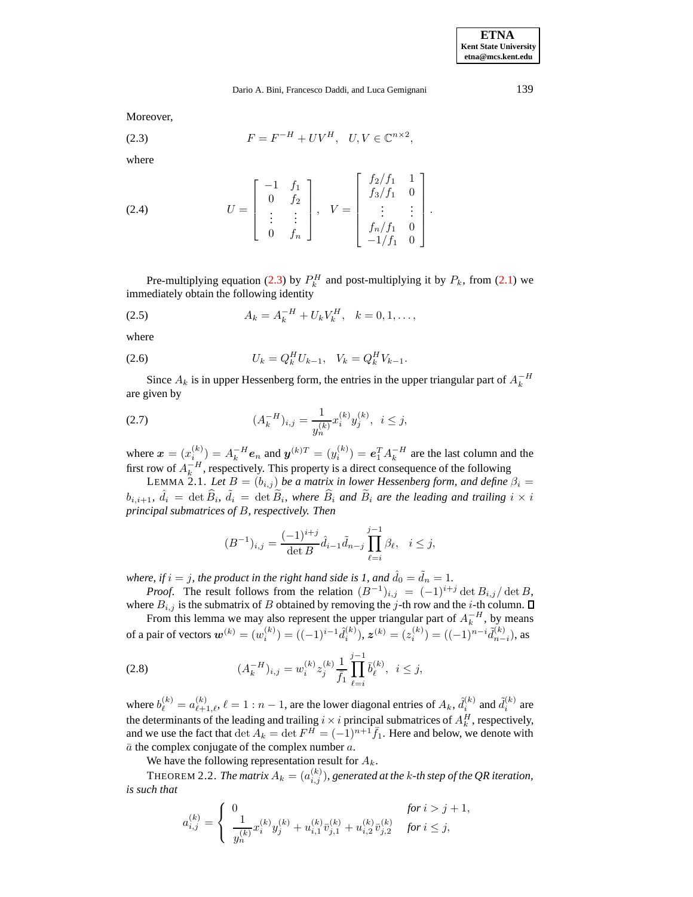Moreover,

$$F = F^{-H} + UV^H, \quad U, V \in \mathbb{C}^{n\times 2}, \tag{2.3}$$

where

$$U = \begin{bmatrix} -1 & f_1 \\ 0 & f_2 \\ \vdots & \vdots \\ 0 & f_n \end{bmatrix}, \quad V = \begin{bmatrix} f_2/f_1 & 1 \\ f_3/f_1 & 0 \\ \vdots & \vdots \\ f_n/f_1 & 0 \\ -1/f_1 & 0 \end{bmatrix}. \tag{2.4}$$

Pre-multiplying equation (2.3) by $P_k^H$ and post-multiplying it by $P_k$, from (2.1) we immediately obtain the following identity

$$A_k = A_k^{-H} + U_k V_k^H, \quad k = 0, 1, \ldots, \tag{2.5}$$

where

$$U_k = Q_k^H U_{k-1}, \quad V_k = Q_k^H V_{k-1}. \tag{2.6}$$

Since $A_k$ is in upper Hessenberg form, the entries in the upper triangular part of $A_k^{-H}$ are given by

$$(A_k^{-H})_{i,j} = \frac{1}{y_n^{(k)}} x_i^{(k)} y_j^{(k)}, \quad i \le j, \tag{2.7}$$

where $\boldsymbol{x} = (x_i^{(k)}) = A_k^{-H}\boldsymbol{e}_n$ and $\boldsymbol{y}^{(k)T} = (y_i^{(k)}) = \boldsymbol{e}_1^T A_k^{-H}$ are the last column and the first row of $A_k^{-H}$, respectively. This property is a direct consequence of the following

LEMMA 2.1. *Let $B = (b_{i,j})$ be a matrix in lower Hessenberg form, and define $\beta_i = b_{i,i+1}$, $\hat{d}_i = \det \widehat{B}_i$, $\tilde{d}_i = \det \widetilde{B}_i$, where $\widehat{B}_i$ and $\widetilde{B}_i$ are the leading and trailing $i \times i$ principal submatrices of $B$, respectively. Then*

$$(B^{-1})_{i,j} = \frac{(-1)^{i+j}}{\det B} \hat{d}_{i-1} \tilde{d}_{n-j} \prod_{\ell=i}^{j-1} \beta_\ell, \quad i \le j,$$

*where, if $i = j$, the product in the right hand side is 1, and $\hat{d}_0 = \tilde{d}_n = 1$.*

*Proof*. The result follows from the relation $(B^{-1})_{i,j} = (-1)^{i+j} \det B_{i,j} / \det B$, where $B_{i,j}$ is the submatrix of $B$ obtained by removing the $j$-th row and the $i$-th column. $\square$

From this lemma we may also represent the upper triangular part of $A_k^{-H}$, by means of a pair of vectors $\boldsymbol{w}^{(k)} = (w_i^{(k)}) = ((-1)^{i-1}\hat{d}_i^{(k)})$, $\boldsymbol{z}^{(k)} = (z_i^{(k)}) = ((-1)^{n-i}\tilde{d}_{n-i}^{(k)})$, as

$$(A_k^{-H})_{i,j} = w_i^{(k)} z_j^{(k)} \frac{1}{\bar{f}_1} \prod_{\ell=i}^{j-1} \bar{b}_\ell^{(k)}, \quad i \le j, \tag{2.8}$$

where $b_\ell^{(k)} = a_{\ell+1,\ell}^{(k)}$, $\ell = 1 : n-1$, are the lower diagonal entries of $A_k$, $\hat{d}_i^{(k)}$ and $\tilde{d}_i^{(k)}$ are the determinants of the leading and trailing $i \times i$ principal submatrices of $A_k^H$, respectively, and we use the fact that $\det A_k = \det F^H = (-1)^{n+1}\bar{f}_1$. Here and below, we denote with $\bar{a}$ the complex conjugate of the complex number $a$.

We have the following representation result for $A_k$.

THEOREM 2.2. *The matrix $A_k = (a_{i,j}^{(k)})$, generated at the $k$-th step of the QR iteration, is such that*

$$a_{i,j}^{(k)} = \begin{cases} 0 & \text{for } i > j+1, \\ \dfrac{1}{y_n^{(k)}} x_i^{(k)} y_j^{(k)} + u_{i,1}^{(k)} \bar{v}_{j,1}^{(k)} + u_{i,2}^{(k)} \bar{v}_{j,2}^{(k)} & \text{for } i \le j, \end{cases}$$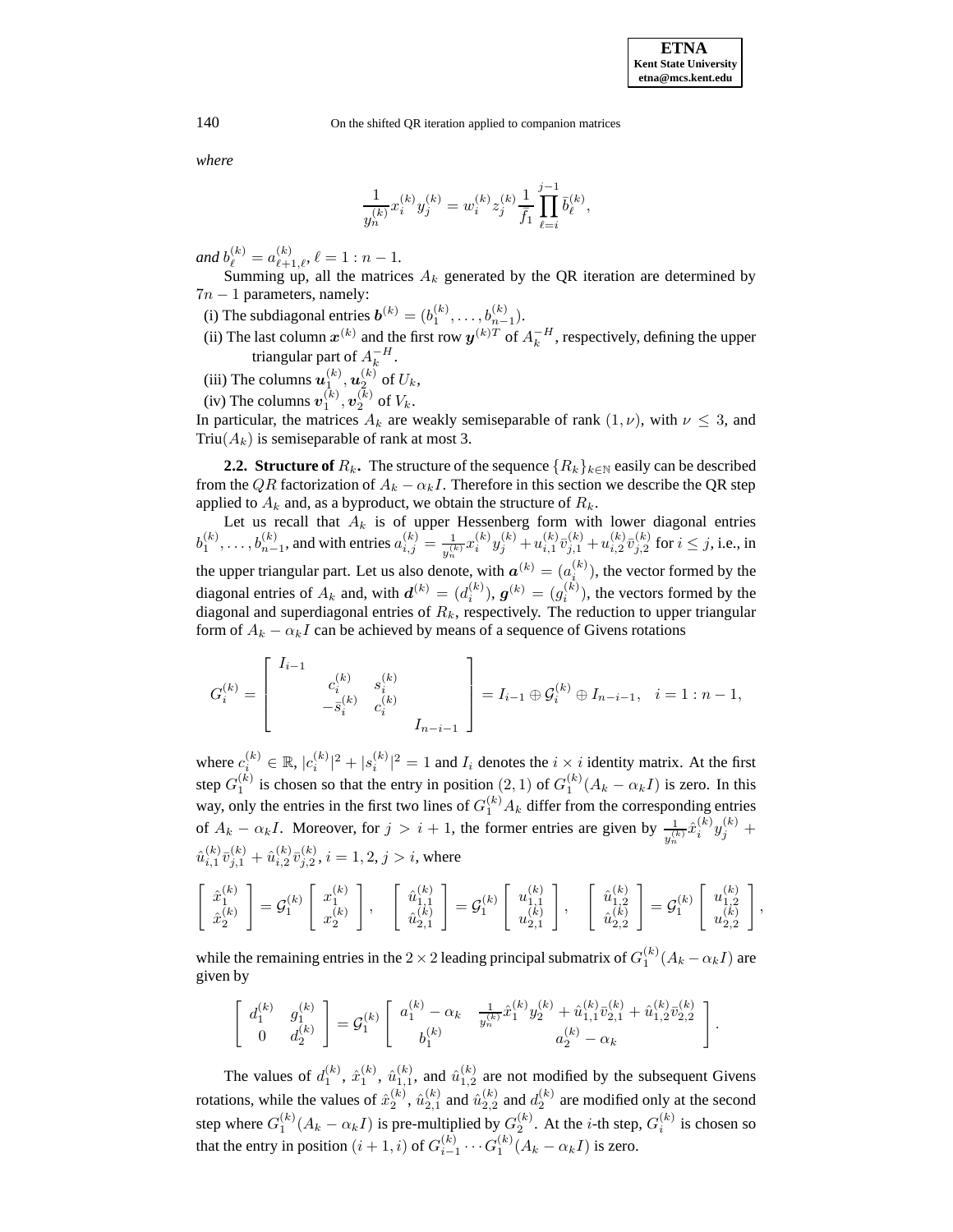*where*

$$\frac{1}{y_n^{(k)}} x_i^{(k)} y_j^{(k)} = w_i^{(k)} z_j^{(k)} \frac{1}{\bar{f}_1} \prod_{\ell=i}^{j-1} \bar{b}_\ell^{(k)},$$

*and* $b_\ell^{(k)} = a_{\ell+1,\ell}^{(k)}$, $\ell = 1 : n-1$.

Summing up, all the matrices $A_k$ generated by the QR iteration are determined by $7n-1$ parameters, namely:

(i) The subdiagonal entries $\boldsymbol{b}^{(k)} = (b_1^{(k)}, \ldots, b_{n-1}^{(k)})$.

(ii) The last column $\boldsymbol{x}^{(k)}$ and the first row $\boldsymbol{y}^{(k)T}$ of $A_k^{-H}$, respectively, defining the upper triangular part of $A_k^{-H}$.

(iii) The columns $\boldsymbol{u}_1^{(k)}, \boldsymbol{u}_2^{(k)}$ of $U_k$,

(iv) The columns $\boldsymbol{v}_1^{(k)}, \boldsymbol{v}_2^{(k)}$ of $V_k$.

In particular, the matrices $A_k$ are weakly semiseparable of rank $(1, \nu)$, with $\nu \leq 3$, and $\text{Triu}(A_k)$ is semiseparable of rank at most 3.

**2.2. Structure of $R_k$.** The structure of the sequence $\{R_k\}_{k\in\mathbb{N}}$ easily can be described from the $QR$ factorization of $A_k - \alpha_k I$. Therefore in this section we describe the QR step applied to $A_k$ and, as a byproduct, we obtain the structure of $R_k$.

Let us recall that $A_k$ is of upper Hessenberg form with lower diagonal entries $b_1^{(k)}, \ldots, b_{n-1}^{(k)}$, and with entries $a_{i,j}^{(k)} = \frac{1}{y_n^{(k)}} x_i^{(k)} y_j^{(k)} + u_{i,1}^{(k)} \bar{v}_{j,1}^{(k)} + u_{i,2}^{(k)} \bar{v}_{j,2}^{(k)}$ for $i \leq j$, i.e., in the upper triangular part. Let us also denote, with $\boldsymbol{a}^{(k)} = (a_i^{(k)})$, the vector formed by the diagonal entries of $A_k$ and, with $\boldsymbol{d}^{(k)} = (d_i^{(k)})$, $\boldsymbol{g}^{(k)} = (g_i^{(k)})$, the vectors formed by the diagonal and superdiagonal entries of $R_k$, respectively. The reduction to upper triangular form of $A_k - \alpha_k I$ can be achieved by means of a sequence of Givens rotations

$$G_i^{(k)} = \begin{bmatrix} I_{i-1} & & & \\ & c_i^{(k)} & s_i^{(k)} & \\ & -\bar{s}_i^{(k)} & c_i^{(k)} & \\ & & & I_{n-i-1} \end{bmatrix} = I_{i-1} \oplus \mathcal{G}_i^{(k)} \oplus I_{n-i-1}, \quad i = 1 : n-1,$$

where $c_i^{(k)} \in \mathbb{R}$, $|c_i^{(k)}|^2 + |s_i^{(k)}|^2 = 1$ and $I_i$ denotes the $i \times i$ identity matrix. At the first step $G_1^{(k)}$ is chosen so that the entry in position $(2,1)$ of $G_1^{(k)}(A_k - \alpha_k I)$ is zero. In this way, only the entries in the first two lines of $G_1^{(k)} A_k$ differ from the corresponding entries of $A_k - \alpha_k I$. Moreover, for $j > i+1$, the former entries are given by $\frac{1}{y_n^{(k)}} \hat{x}_i^{(k)} y_j^{(k)} + \hat{u}_{i,1}^{(k)} \bar{v}_{j,1}^{(k)} + \hat{u}_{i,2}^{(k)} \bar{v}_{j,2}^{(k)}$, $i = 1, 2$, $j > i$, where

$$\begin{bmatrix} \hat{x}_1^{(k)} \\ \hat{x}_2^{(k)} \end{bmatrix} = \mathcal{G}_1^{(k)} \begin{bmatrix} x_1^{(k)} \\ x_2^{(k)} \end{bmatrix}, \quad \begin{bmatrix} \hat{u}_{1,1}^{(k)} \\ \hat{u}_{2,1}^{(k)} \end{bmatrix} = \mathcal{G}_1^{(k)} \begin{bmatrix} u_{1,1}^{(k)} \\ u_{2,1}^{(k)} \end{bmatrix}, \quad \begin{bmatrix} \hat{u}_{1,2}^{(k)} \\ \hat{u}_{2,2}^{(k)} \end{bmatrix} = \mathcal{G}_1^{(k)} \begin{bmatrix} u_{1,2}^{(k)} \\ u_{2,2}^{(k)} \end{bmatrix},$$

while the remaining entries in the $2 \times 2$ leading principal submatrix of $G_1^{(k)}(A_k - \alpha_k I)$ are given by

$$\begin{bmatrix} d_1^{(k)} & g_1^{(k)} \\ 0 & d_2^{(k)} \end{bmatrix} = \mathcal{G}_1^{(k)} \begin{bmatrix} a_1^{(k)} - \alpha_k & \frac{1}{y_n^{(k)}} \hat{x}_1^{(k)} y_2^{(k)} + \hat{u}_{1,1}^{(k)} \bar{v}_{2,1}^{(k)} + \hat{u}_{1,2}^{(k)} \bar{v}_{2,2}^{(k)} \\ b_1^{(k)} & a_2^{(k)} - \alpha_k \end{bmatrix}.$$

The values of $d_1^{(k)}$, $\hat{x}_1^{(k)}$, $\hat{u}_{1,1}^{(k)}$, and $\hat{u}_{1,2}^{(k)}$ are not modified by the subsequent Givens rotations, while the values of $\hat{x}_2^{(k)}$, $\hat{u}_{2,1}^{(k)}$ and $\hat{u}_{2,2}^{(k)}$ and $d_2^{(k)}$ are modified only at the second step where $G_1^{(k)}(A_k - \alpha_k I)$ is pre-multiplied by $G_2^{(k)}$. At the $i$-th step, $G_i^{(k)}$ is chosen so that the entry in position $(i+1, i)$ of $G_{i-1}^{(k)} \cdots G_1^{(k)}(A_k - \alpha_k I)$ is zero.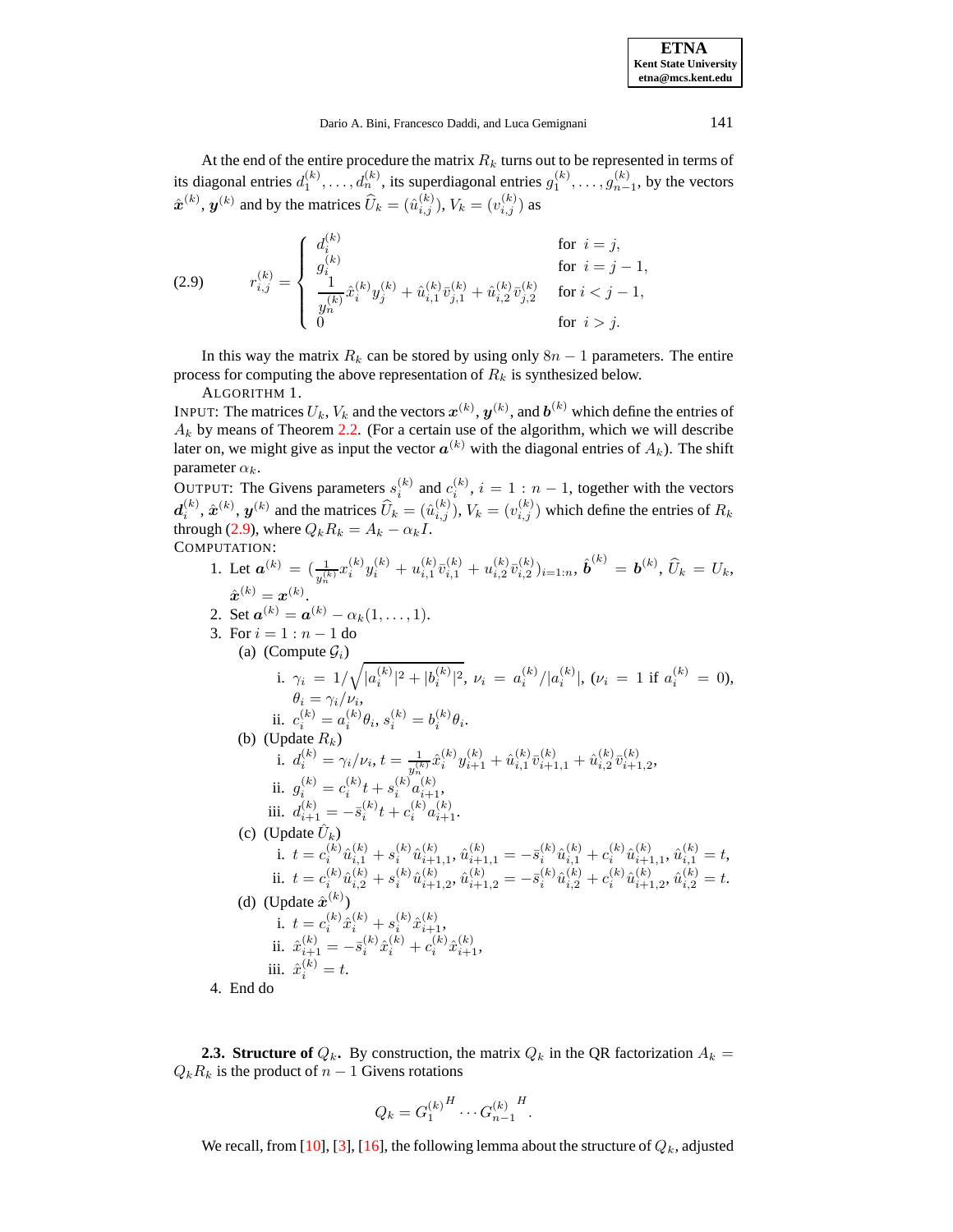At the end of the entire procedure the matrix $R_k$ turns out to be represented in terms of its diagonal entries $d_1^{(k)}, \ldots, d_n^{(k)}$, its superdiagonal entries $g_1^{(k)}, \ldots, g_{n-1}^{(k)}$, by the vectors $\hat{\boldsymbol{x}}^{(k)}$, $\boldsymbol{y}^{(k)}$ and by the matrices $\widehat{U}_k = (\hat{u}_{i,j}^{(k)})$, $V_k = (v_{i,j}^{(k)})$ as

$$
r_{i,j}^{(k)} = \begin{cases} d_i^{(k)} & \text{for } \ i = j, \\ g_i^{(k)} & \text{for } \ i = j-1, \\ \dfrac{1}{y_n^{(k)}} \hat{x}_i^{(k)} y_j^{(k)} + \hat{u}_{i,1}^{(k)} \bar{v}_{j,1}^{(k)} + \hat{u}_{i,2}^{(k)} \bar{v}_{j,2}^{(k)} & \text{for } i < j-1, \\ 0 & \text{for } \ i > j. \end{cases} \tag{2.9}
$$

In this way the matrix $R_k$ can be stored by using only $8n-1$ parameters. The entire process for computing the above representation of $R_k$ is synthesized below.

ALGORITHM 1.

INPUT: The matrices $U_k$, $V_k$ and the vectors $\boldsymbol{x}^{(k)}$, $\boldsymbol{y}^{(k)}$, and $\boldsymbol{b}^{(k)}$ which define the entries of $A_k$ by means of Theorem 2.2. (For a certain use of the algorithm, which we will describe later on, we might give as input the vector $\boldsymbol{a}^{(k)}$ with the diagonal entries of $A_k$). The shift parameter $\alpha_k$.

OUTPUT: The Givens parameters $s_i^{(k)}$ and $c_i^{(k)}$, $i = 1 : n-1$, together with the vectors $\boldsymbol{d}_i^{(k)}$, $\hat{\boldsymbol{x}}^{(k)}$, $\boldsymbol{y}^{(k)}$ and the matrices $\widehat{U}_k = (\hat{u}_{i,j}^{(k)})$, $V_k = (v_{i,j}^{(k)})$ which define the entries of $R_k$ through (2.9), where $Q_k R_k = A_k - \alpha_k I$.

COMPUTATION:

1. Let $\boldsymbol{a}^{(k)} = (\frac{1}{y_n^{(k)}} x_i^{(k)} y_i^{(k)} + u_{i,1}^{(k)} \bar{v}_{i,1}^{(k)} + u_{i,2}^{(k)} \bar{v}_{i,2}^{(k)})_{i=1:n}$, $\hat{\boldsymbol{b}}^{(k)} = \boldsymbol{b}^{(k)}$, $\widehat{U}_k = U_k$, $\hat{\boldsymbol{x}}^{(k)} = \boldsymbol{x}^{(k)}$.
2. Set $\boldsymbol{a}^{(k)} = \boldsymbol{a}^{(k)} - \alpha_k(1, \ldots, 1)$.
3. For $i = 1 : n-1$ do
   (a) (Compute $\mathcal{G}_i$)
      i. $\gamma_i = 1/\sqrt{|a_i^{(k)}|^2 + |b_i^{(k)}|^2}$, $\nu_i = a_i^{(k)}/|a_i^{(k)}|$, ($\nu_i = 1$ if $a_i^{(k)} = 0$), $\theta_i = \gamma_i/\nu_i$,
      ii. $c_i^{(k)} = a_i^{(k)} \theta_i$, $s_i^{(k)} = b_i^{(k)} \theta_i$.
   (b) (Update $R_k$)
      i. $d_i^{(k)} = \gamma_i/\nu_i$, $t = \frac{1}{y_n^{(k)}} \hat{x}_i^{(k)} y_{i+1}^{(k)} + \hat{u}_{i,1}^{(k)} \bar{v}_{i+1,1}^{(k)} + \hat{u}_{i,2}^{(k)} \bar{v}_{i+1,2}^{(k)}$,
      ii. $g_i^{(k)} = c_i^{(k)} t + s_i^{(k)} a_{i+1}^{(k)}$,
      iii. $d_{i+1}^{(k)} = -\bar{s}_i^{(k)} t + c_i^{(k)} a_{i+1}^{(k)}$.
   (c) (Update $\hat{U}_k$)
      i. $t = c_i^{(k)} \hat{u}_{i,1}^{(k)} + s_i^{(k)} \hat{u}_{i+1,1}^{(k)}$, $\hat{u}_{i+1,1}^{(k)} = -\bar{s}_i^{(k)} \hat{u}_{i,1}^{(k)} + c_i^{(k)} \hat{u}_{i+1,1}^{(k)}$, $\hat{u}_{i,1}^{(k)} = t$,
      ii. $t = c_i^{(k)} \hat{u}_{i,2}^{(k)} + s_i^{(k)} \hat{u}_{i+1,2}^{(k)}$, $\hat{u}_{i+1,2}^{(k)} = -\bar{s}_i^{(k)} \hat{u}_{i,2}^{(k)} + c_i^{(k)} \hat{u}_{i+1,2}^{(k)}$, $\hat{u}_{i,2}^{(k)} = t$.
   (d) (Update $\hat{\boldsymbol{x}}^{(k)}$)
      i. $t = c_i^{(k)} \hat{x}_i^{(k)} + s_i^{(k)} \hat{x}_{i+1}^{(k)}$,
      ii. $\hat{x}_{i+1}^{(k)} = -\bar{s}_i^{(k)} \hat{x}_i^{(k)} + c_i^{(k)} \hat{x}_{i+1}^{(k)}$,
      iii. $\hat{x}_i^{(k)} = t$.
4. End do

**2.3. Structure of $Q_k$.** By construction, the matrix $Q_k$ in the QR factorization $A_k = Q_k R_k$ is the product of $n-1$ Givens rotations

$$
Q_k = {G_1^{(k)}}^H \cdots {G_{n-1}^{(k)}}^H.
$$

We recall, from [10], [3], [16], the following lemma about the structure of $Q_k$, adjusted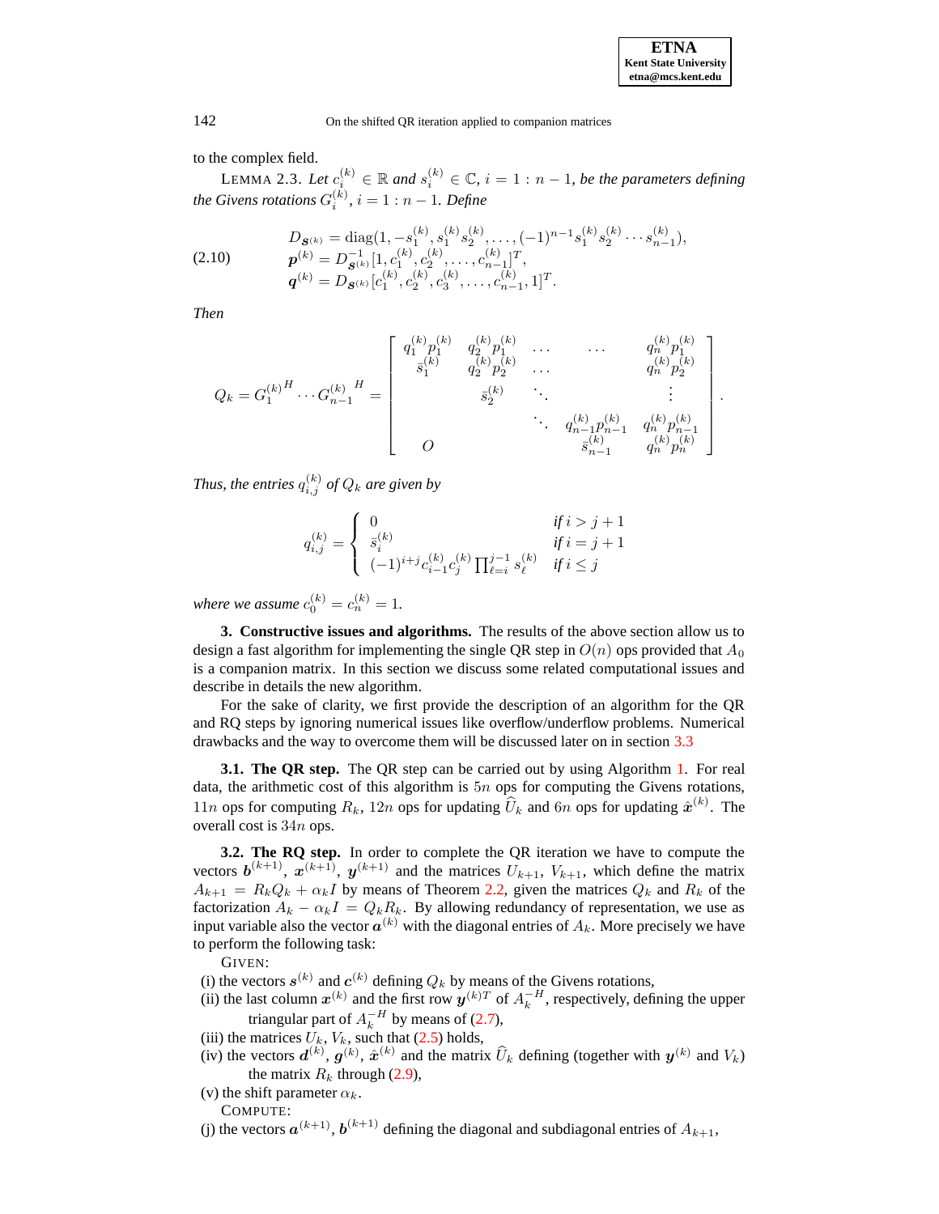to the complex field.

LEMMA 2.3. *Let $c_i^{(k)} \in \mathbb{R}$ and $s_i^{(k)} \in \mathbb{C}$, $i = 1 : n-1$, be the parameters defining the Givens rotations $G_i^{(k)}$, $i = 1 : n-1$. Define*

$$
\begin{aligned}
(2.10) \qquad & D_{\boldsymbol{s}^{(k)}} = \mathrm{diag}(1, -s_1^{(k)}, s_1^{(k)} s_2^{(k)}, \ldots, (-1)^{n-1} s_1^{(k)} s_2^{(k)} \cdots s_{n-1}^{(k)}), \\
& \boldsymbol{p}^{(k)} = D_{\boldsymbol{s}^{(k)}}^{-1} [1, c_1^{(k)}, c_2^{(k)}, \ldots, c_{n-1}^{(k)}]^T, \\
& \boldsymbol{q}^{(k)} = D_{\boldsymbol{s}^{(k)}} [c_1^{(k)}, c_2^{(k)}, c_3^{(k)}, \ldots, c_{n-1}^{(k)}, 1]^T.
\end{aligned}
$$

*Then*

$$
Q_k = G_1^{(k)H} \cdots G_{n-1}^{(k)\,H} = \begin{bmatrix}
q_1^{(k)} p_1^{(k)} & q_2^{(k)} p_1^{(k)} & \ldots & \ldots & q_n^{(k)} p_1^{(k)} \\
\bar{s}_1^{(k)} & q_2^{(k)} p_2^{(k)} & \ldots & & q_n^{(k)} p_2^{(k)} \\
 & \bar{s}_2^{(k)} & \ddots & & \vdots \\
 & & \ddots & q_{n-1}^{(k)} p_{n-1}^{(k)} & q_n^{(k)} p_{n-1}^{(k)} \\
O & & & \bar{s}_{n-1}^{(k)} & q_n^{(k)} p_n^{(k)}
\end{bmatrix}.
$$

*Thus, the entries $q_{i,j}^{(k)}$ of $Q_k$ are given by*

$$
q_{i,j}^{(k)} = \begin{cases}
0 & \text{if } i > j+1 \\
\bar{s}_i^{(k)} & \text{if } i = j+1 \\
(-1)^{i+j} c_{i-1}^{(k)} c_j^{(k)} \prod_{\ell=i}^{j-1} s_\ell^{(k)} & \text{if } i \le j
\end{cases}
$$

*where we assume $c_0^{(k)} = c_n^{(k)} = 1$.*

## 3. Constructive issues and algorithms.

The results of the above section allow us to design a fast algorithm for implementing the single QR step in $O(n)$ ops provided that $A_0$ is a companion matrix. In this section we discuss some related computational issues and describe in details the new algorithm.

For the sake of clarity, we first provide the description of an algorithm for the QR and RQ steps by ignoring numerical issues like overflow/underflow problems. Numerical drawbacks and the way to overcome them will be discussed later on in section 3.3

### 3.1. The QR step.

The QR step can be carried out by using Algorithm 1. For real data, the arithmetic cost of this algorithm is $5n$ ops for computing the Givens rotations, $11n$ ops for computing $R_k$, $12n$ ops for updating $\widehat{U}_k$ and $6n$ ops for updating $\hat{\boldsymbol{x}}^{(k)}$. The overall cost is $34n$ ops.

### 3.2. The RQ step.

In order to complete the QR iteration we have to compute the vectors $\boldsymbol{b}^{(k+1)}$, $\boldsymbol{x}^{(k+1)}$, $\boldsymbol{y}^{(k+1)}$ and the matrices $U_{k+1}$, $V_{k+1}$, which define the matrix $A_{k+1} = R_k Q_k + \alpha_k I$ by means of Theorem 2.2, given the matrices $Q_k$ and $R_k$ of the factorization $A_k - \alpha_k I = Q_k R_k$. By allowing redundancy of representation, we use as input variable also the vector $\boldsymbol{a}^{(k)}$ with the diagonal entries of $A_k$. More precisely we have to perform the following task:

GIVEN:

(i) the vectors $\boldsymbol{s}^{(k)}$ and $\boldsymbol{c}^{(k)}$ defining $Q_k$ by means of the Givens rotations,
(ii) the last column $\boldsymbol{x}^{(k)}$ and the first row $\boldsymbol{y}^{(k)T}$ of $A_k^{-H}$, respectively, defining the upper triangular part of $A_k^{-H}$ by means of (2.7),
(iii) the matrices $U_k$, $V_k$, such that (2.5) holds,
(iv) the vectors $\boldsymbol{d}^{(k)}$, $\boldsymbol{g}^{(k)}$, $\hat{\boldsymbol{x}}^{(k)}$ and the matrix $\widehat{U}_k$ defining (together with $\boldsymbol{y}^{(k)}$ and $V_k$) the matrix $R_k$ through (2.9),
(v) the shift parameter $\alpha_k$.

COMPUTE:

(j) the vectors $\boldsymbol{a}^{(k+1)}$, $\boldsymbol{b}^{(k+1)}$ defining the diagonal and subdiagonal entries of $A_{k+1}$,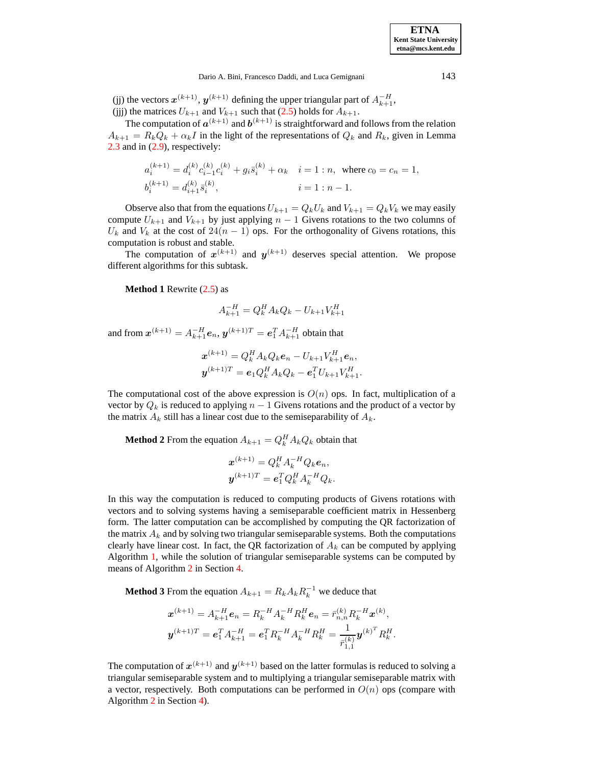(jj) the vectors $\boldsymbol{x}^{(k+1)}$, $\boldsymbol{y}^{(k+1)}$ defining the upper triangular part of $A_{k+1}^{-H}$,
(jjj) the matrices $U_{k+1}$ and $V_{k+1}$ such that (2.5) holds for $A_{k+1}$.

The computation of $\boldsymbol{a}^{(k+1)}$ and $\boldsymbol{b}^{(k+1)}$ is straightforward and follows from the relation $A_{k+1} = R_k Q_k + \alpha_k I$ in the light of the representations of $Q_k$ and $R_k$, given in Lemma 2.3 and in (2.9), respectively:

$$
\begin{aligned}
a_i^{(k+1)} &= d_i^{(k)} c_{i-1}^{(k)} c_i^{(k)} + g_i \bar{s}_i^{(k)} + \alpha_k \quad & i = 1:n, \text{ where } c_0 = c_n = 1, \\
b_i^{(k+1)} &= d_{i+1}^{(k)} \bar{s}_i^{(k)}, & i = 1:n-1.
\end{aligned}
$$

Observe also that from the equations $U_{k+1} = Q_k U_k$ and $V_{k+1} = Q_k V_k$ we may easily compute $U_{k+1}$ and $V_{k+1}$ by just applying $n-1$ Givens rotations to the two columns of $U_k$ and $V_k$ at the cost of $24(n-1)$ ops. For the orthogonality of Givens rotations, this computation is robust and stable.

The computation of $\boldsymbol{x}^{(k+1)}$ and $\boldsymbol{y}^{(k+1)}$ deserves special attention. We propose different algorithms for this subtask.

**Method 1** Rewrite (2.5) as

$$
A_{k+1}^{-H} = Q_k^H A_k Q_k - U_{k+1} V_{k+1}^H
$$

and from $\boldsymbol{x}^{(k+1)} = A_{k+1}^{-H} \boldsymbol{e}_n$, $\boldsymbol{y}^{(k+1)T} = \boldsymbol{e}_1^T A_{k+1}^{-H}$ obtain that

$$
\begin{aligned}
\boldsymbol{x}^{(k+1)} &= Q_k^H A_k Q_k \boldsymbol{e}_n - U_{k+1} V_{k+1}^H \boldsymbol{e}_n, \\
\boldsymbol{y}^{(k+1)T} &= \boldsymbol{e}_1 Q_k^H A_k Q_k - \boldsymbol{e}_1^T U_{k+1} V_{k+1}^H.
\end{aligned}
$$

The computational cost of the above expression is $O(n)$ ops. In fact, multiplication of a vector by $Q_k$ is reduced to applying $n-1$ Givens rotations and the product of a vector by the matrix $A_k$ still has a linear cost due to the semiseparability of $A_k$.

**Method 2** From the equation $A_{k+1} = Q_k^H A_k Q_k$ obtain that

$$
\begin{aligned}
\boldsymbol{x}^{(k+1)} &= Q_k^H A_k^{-H} Q_k \boldsymbol{e}_n, \\
\boldsymbol{y}^{(k+1)T} &= \boldsymbol{e}_1^T Q_k^H A_k^{-H} Q_k.
\end{aligned}
$$

In this way the computation is reduced to computing products of Givens rotations with vectors and to solving systems having a semiseparable coefficient matrix in Hessenberg form. The latter computation can be accomplished by computing the QR factorization of the matrix $A_k$ and by solving two triangular semiseparable systems. Both the computations clearly have linear cost. In fact, the QR factorization of $A_k$ can be computed by applying Algorithm 1, while the solution of triangular semiseparable systems can be computed by means of Algorithm 2 in Section 4.

**Method 3** From the equation $A_{k+1} = R_k A_k R_k^{-1}$ we deduce that

$$
\begin{aligned}
\boldsymbol{x}^{(k+1)} &= A_{k+1}^{-H} \boldsymbol{e}_n = R_k^{-H} A_k^{-H} R_k^H \boldsymbol{e}_n = \bar{r}_{n,n}^{(k)} R_k^{-H} \boldsymbol{x}^{(k)}, \\
\boldsymbol{y}^{(k+1)T} &= \boldsymbol{e}_1^T A_{k+1}^{-H} = \boldsymbol{e}_1^T R_k^{-H} A_k^{-H} R_k^H = \frac{1}{\bar{r}_{1,1}^{(k)}} \boldsymbol{y}^{(k)^T} R_k^H.
\end{aligned}
$$

The computation of $\boldsymbol{x}^{(k+1)}$ and $\boldsymbol{y}^{(k+1)}$ based on the latter formulas is reduced to solving a triangular semiseparable system and to multiplying a triangular semiseparable matrix with a vector, respectively. Both computations can be performed in $O(n)$ ops (compare with Algorithm 2 in Section 4).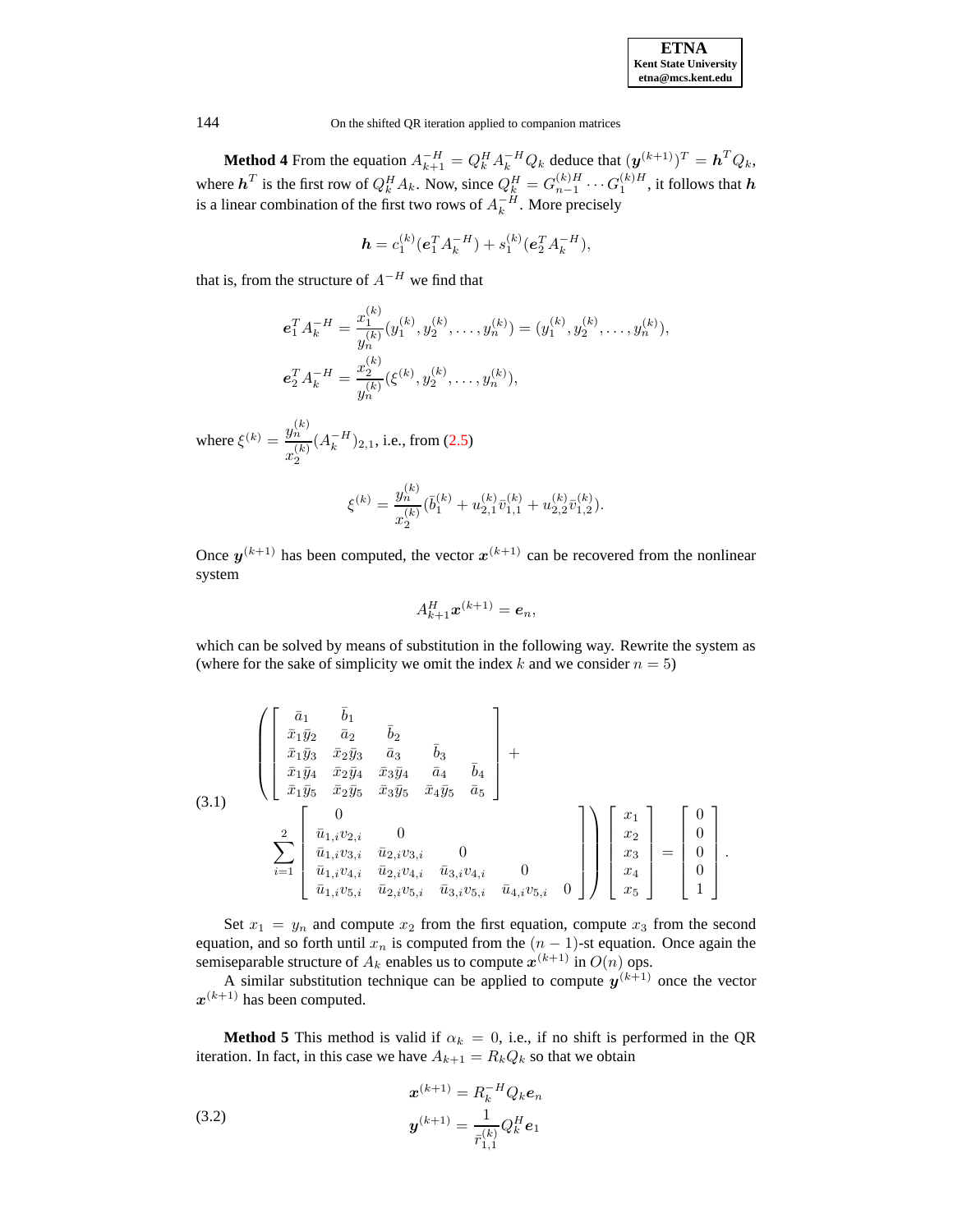**Method 4** From the equation $A_{k+1}^{-H} = Q_k^H A_k^{-H} Q_k$ deduce that $(\boldsymbol{y}^{(k+1)})^T = \boldsymbol{h}^T Q_k$, where $\boldsymbol{h}^T$ is the first row of $Q_k^H A_k$. Now, since $Q_k^H = G_{n-1}^{(k)H} \cdots G_1^{(k)H}$, it follows that $\boldsymbol{h}$ is a linear combination of the first two rows of $A_k^{-H}$. More precisely

$$\boldsymbol{h} = c_1^{(k)}(\boldsymbol{e}_1^T A_k^{-H}) + s_1^{(k)}(\boldsymbol{e}_2^T A_k^{-H}),$$

that is, from the structure of $A^{-H}$ we find that

$$\boldsymbol{e}_1^T A_k^{-H} = \frac{x_1^{(k)}}{y_n^{(k)}}(y_1^{(k)}, y_2^{(k)}, \ldots, y_n^{(k)}) = (y_1^{(k)}, y_2^{(k)}, \ldots, y_n^{(k)}),$$

$$\boldsymbol{e}_2^T A_k^{-H} = \frac{x_2^{(k)}}{y_n^{(k)}}(\xi^{(k)}, y_2^{(k)}, \ldots, y_n^{(k)}),$$

where $\xi^{(k)} = \dfrac{y_n^{(k)}}{x_2^{(k)}}(A_k^{-H})_{2,1}$, i.e., from (2.5)

$$\xi^{(k)} = \frac{y_n^{(k)}}{x_2^{(k)}}(\bar{b}_1^{(k)} + u_{2,1}^{(k)}\bar{v}_{1,1}^{(k)} + u_{2,2}^{(k)}\bar{v}_{1,2}^{(k)}).$$

Once $\boldsymbol{y}^{(k+1)}$ has been computed, the vector $\boldsymbol{x}^{(k+1)}$ can be recovered from the nonlinear system

$$A_{k+1}^H \boldsymbol{x}^{(k+1)} = \boldsymbol{e}_n,$$

which can be solved by means of substitution in the following way. Rewrite the system as (where for the sake of simplicity we omit the index $k$ and we consider $n = 5$)

$$\left( \begin{bmatrix} \bar{a}_1 & \bar{b}_1 & & & \\ \bar{x}_1\bar{y}_2 & \bar{a}_2 & \bar{b}_2 & & \\ \bar{x}_1\bar{y}_3 & \bar{x}_2\bar{y}_3 & \bar{a}_3 & \bar{b}_3 & \\ \bar{x}_1\bar{y}_4 & \bar{x}_2\bar{y}_4 & \bar{x}_3\bar{y}_4 & \bar{a}_4 & \bar{b}_4 \\ \bar{x}_1\bar{y}_5 & \bar{x}_2\bar{y}_5 & \bar{x}_3\bar{y}_5 & \bar{x}_4\bar{y}_5 & \bar{a}_5 \end{bmatrix} + \sum_{i=1}^{2} \begin{bmatrix} 0 & & & & \\ \bar{u}_{1,i}v_{2,i} & 0 & & & \\ \bar{u}_{1,i}v_{3,i} & \bar{u}_{2,i}v_{3,i} & 0 & & \\ \bar{u}_{1,i}v_{4,i} & \bar{u}_{2,i}v_{4,i} & \bar{u}_{3,i}v_{4,i} & 0 & \\ \bar{u}_{1,i}v_{5,i} & \bar{u}_{2,i}v_{5,i} & \bar{u}_{3,i}v_{5,i} & \bar{u}_{4,i}v_{5,i} & 0 \end{bmatrix} \right) \begin{bmatrix} x_1 \\ x_2 \\ x_3 \\ x_4 \\ x_5 \end{bmatrix} = \begin{bmatrix} 0 \\ 0 \\ 0 \\ 0 \\ 1 \end{bmatrix}. \tag{3.1}$$

Set $x_1 = y_n$ and compute $x_2$ from the first equation, compute $x_3$ from the second equation, and so forth until $x_n$ is computed from the $(n-1)$-st equation. Once again the semiseparable structure of $A_k$ enables us to compute $\boldsymbol{x}^{(k+1)}$ in $O(n)$ ops.

A similar substitution technique can be applied to compute $\boldsymbol{y}^{(k+1)}$ once the vector $\boldsymbol{x}^{(k+1)}$ has been computed.

**Method 5** This method is valid if $\alpha_k = 0$, i.e., if no shift is performed in the QR iteration. In fact, in this case we have $A_{k+1} = R_k Q_k$ so that we obtain

$$\begin{aligned} \boldsymbol{x}^{(k+1)} &= R_k^{-H} Q_k \boldsymbol{e}_n \\ \boldsymbol{y}^{(k+1)} &= \frac{1}{\bar{r}_{1,1}^{(k)}} Q_k^H \boldsymbol{e}_1 \end{aligned} \tag{3.2}$$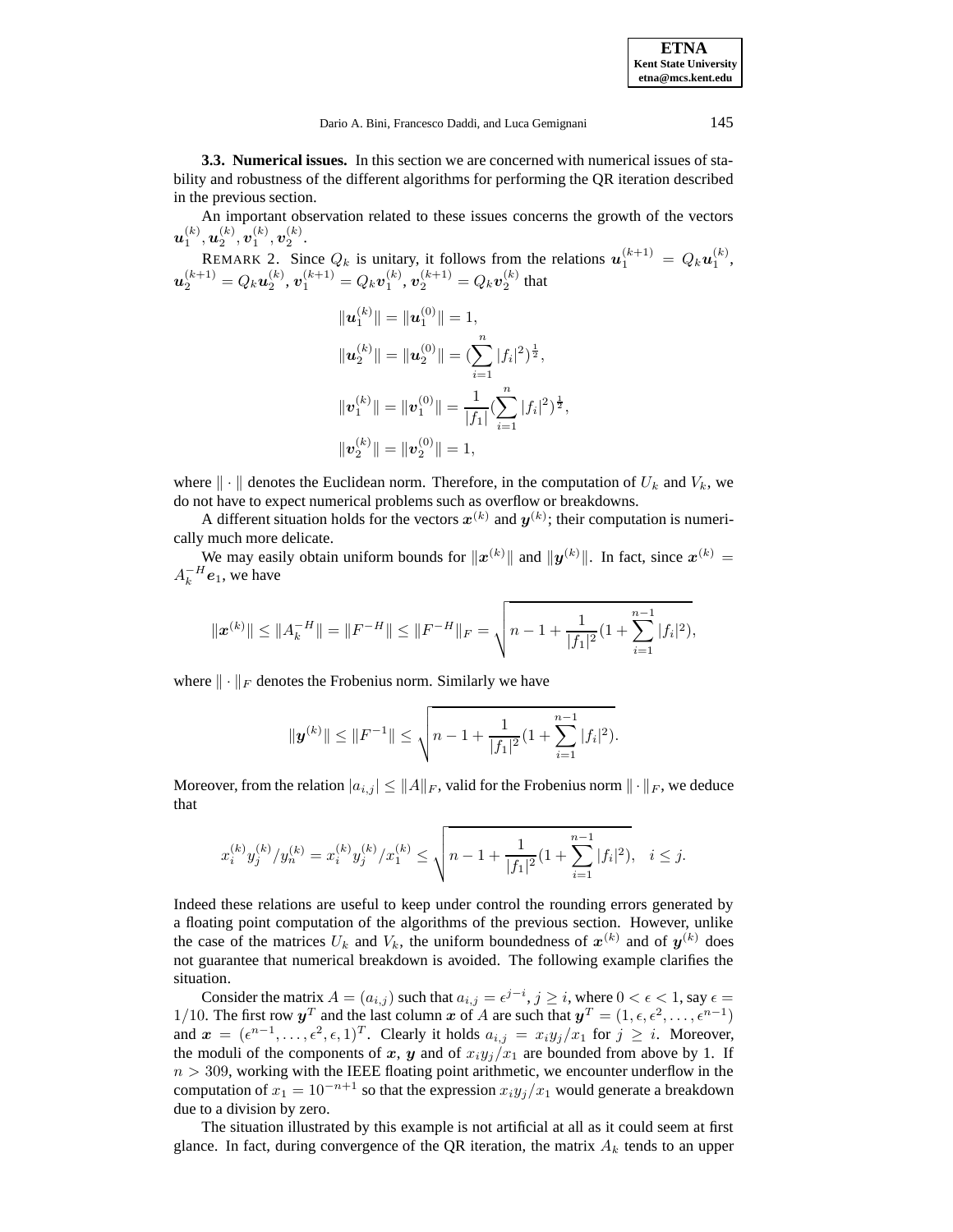**3.3. Numerical issues.** In this section we are concerned with numerical issues of stability and robustness of the different algorithms for performing the QR iteration described in the previous section.

An important observation related to these issues concerns the growth of the vectors $\boldsymbol{u}_1^{(k)}, \boldsymbol{u}_2^{(k)}, \boldsymbol{v}_1^{(k)}, \boldsymbol{v}_2^{(k)}$.

REMARK 2. Since $Q_k$ is unitary, it follows from the relations $\boldsymbol{u}_1^{(k+1)} = Q_k \boldsymbol{u}_1^{(k)}$, $\boldsymbol{u}_2^{(k+1)} = Q_k \boldsymbol{u}_2^{(k)}$, $\boldsymbol{v}_1^{(k+1)} = Q_k \boldsymbol{v}_1^{(k)}$, $\boldsymbol{v}_2^{(k+1)} = Q_k \boldsymbol{v}_2^{(k)}$ that

$$
\begin{aligned}
\|\boldsymbol{u}_1^{(k)}\| &= \|\boldsymbol{u}_1^{(0)}\| = 1, \\
\|\boldsymbol{u}_2^{(k)}\| &= \|\boldsymbol{u}_2^{(0)}\| = (\sum_{i=1}^{n} |f_i|^2)^{\frac{1}{2}}, \\
\|\boldsymbol{v}_1^{(k)}\| &= \|\boldsymbol{v}_1^{(0)}\| = \frac{1}{|f_1|}(\sum_{i=1}^{n} |f_i|^2)^{\frac{1}{2}}, \\
\|\boldsymbol{v}_2^{(k)}\| &= \|\boldsymbol{v}_2^{(0)}\| = 1,
\end{aligned}
$$

where $\|\cdot\|$ denotes the Euclidean norm. Therefore, in the computation of $U_k$ and $V_k$, we do not have to expect numerical problems such as overflow or breakdowns.

A different situation holds for the vectors $\boldsymbol{x}^{(k)}$ and $\boldsymbol{y}^{(k)}$; their computation is numerically much more delicate.

We may easily obtain uniform bounds for $\|\boldsymbol{x}^{(k)}\|$ and $\|\boldsymbol{y}^{(k)}\|$. In fact, since $\boldsymbol{x}^{(k)} = A_k^{-H} \boldsymbol{e}_1$, we have

$$
\|\boldsymbol{x}^{(k)}\| \leq \|A_k^{-H}\| = \|F^{-H}\| \leq \|F^{-H}\|_F = \sqrt{n - 1 + \frac{1}{|f_1|^2}(1 + \sum_{i=1}^{n-1} |f_i|^2)},
$$

where $\|\cdot\|_F$ denotes the Frobenius norm. Similarly we have

$$
\|\boldsymbol{y}^{(k)}\| \leq \|F^{-1}\| \leq \sqrt{n - 1 + \frac{1}{|f_1|^2}(1 + \sum_{i=1}^{n-1} |f_i|^2)}.
$$

Moreover, from the relation $|a_{i,j}| \leq \|A\|_F$, valid for the Frobenius norm $\|\cdot\|_F$, we deduce that

$$
x_i^{(k)} y_j^{(k)} / y_n^{(k)} = x_i^{(k)} y_j^{(k)} / x_1^{(k)} \leq \sqrt{n - 1 + \frac{1}{|f_1|^2}(1 + \sum_{i=1}^{n-1} |f_i|^2)}, \quad i \leq j.
$$

Indeed these relations are useful to keep under control the rounding errors generated by a floating point computation of the algorithms of the previous section. However, unlike the case of the matrices $U_k$ and $V_k$, the uniform boundedness of $\boldsymbol{x}^{(k)}$ and of $\boldsymbol{y}^{(k)}$ does not guarantee that numerical breakdown is avoided. The following example clarifies the situation.

Consider the matrix $A = (a_{i,j})$ such that $a_{i,j} = \epsilon^{j-i}$, $j \geq i$, where $0 < \epsilon < 1$, say $\epsilon = 1/10$. The first row $\boldsymbol{y}^T$ and the last column $\boldsymbol{x}$ of $A$ are such that $\boldsymbol{y}^T = (1, \epsilon, \epsilon^2, \ldots, \epsilon^{n-1})$ and $\boldsymbol{x} = (\epsilon^{n-1}, \ldots, \epsilon^2, \epsilon, 1)^T$. Clearly it holds $a_{i,j} = x_i y_j / x_1$ for $j \geq i$. Moreover, the moduli of the components of $\boldsymbol{x}$, $\boldsymbol{y}$ and of $x_i y_j / x_1$ are bounded from above by 1. If $n > 309$, working with the IEEE floating point arithmetic, we encounter underflow in the computation of $x_1 = 10^{-n+1}$ so that the expression $x_i y_j / x_1$ would generate a breakdown due to a division by zero.

The situation illustrated by this example is not artificial at all as it could seem at first glance. In fact, during convergence of the QR iteration, the matrix $A_k$ tends to an upper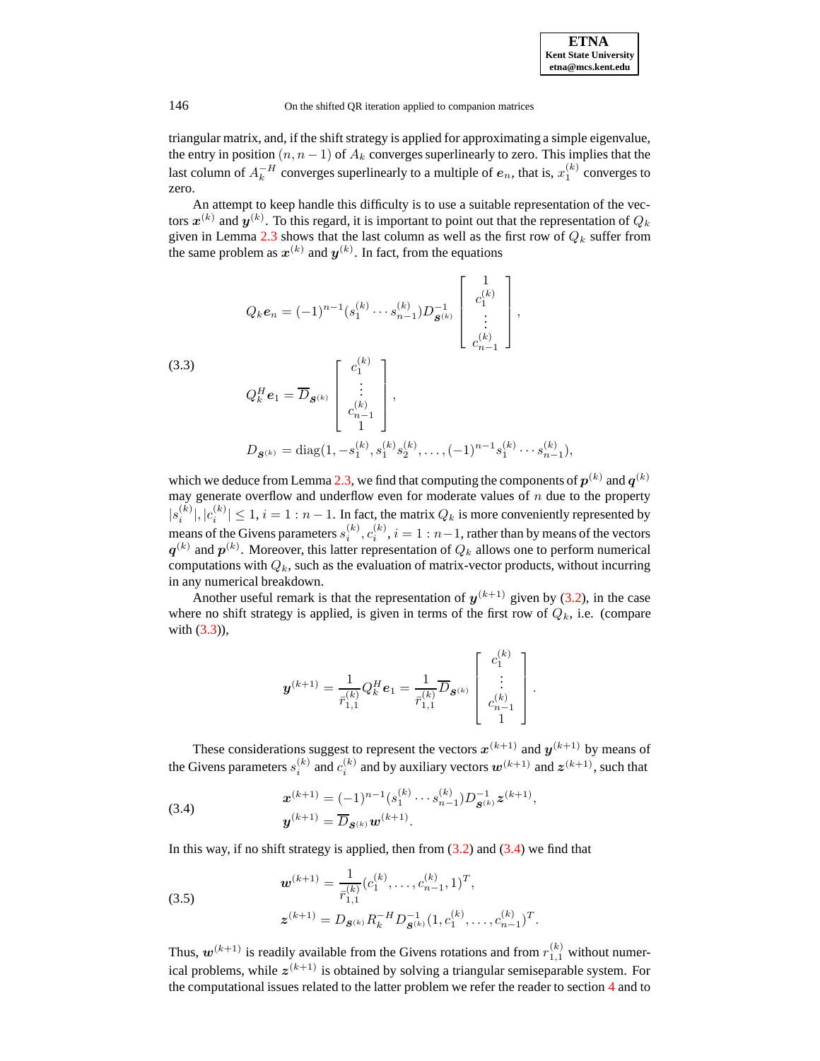triangular matrix, and, if the shift strategy is applied for approximating a simple eigenvalue, the entry in position $(n, n-1)$ of $A_k$ converges superlinearly to zero. This implies that the last column of $A_k^{-H}$ converges superlinearly to a multiple of $\boldsymbol{e}_n$, that is, $x_1^{(k)}$ converges to zero.

An attempt to keep handle this difficulty is to use a suitable representation of the vectors $\boldsymbol{x}^{(k)}$ and $\boldsymbol{y}^{(k)}$. To this regard, it is important to point out that the representation of $Q_k$ given in Lemma 2.3 shows that the last column as well as the first row of $Q_k$ suffer from the same problem as $\boldsymbol{x}^{(k)}$ and $\boldsymbol{y}^{(k)}$. In fact, from the equations

$$
\begin{aligned}
Q_k \boldsymbol{e}_n &= (-1)^{n-1}(s_1^{(k)} \cdots s_{n-1}^{(k)}) D_{\boldsymbol{s}^{(k)}}^{-1} \begin{bmatrix} 1 \\ c_1^{(k)} \\ \vdots \\ c_{n-1}^{(k)} \end{bmatrix}, \\
Q_k^H \boldsymbol{e}_1 &= \overline{D}_{\boldsymbol{s}^{(k)}} \begin{bmatrix} c_1^{(k)} \\ \vdots \\ c_{n-1}^{(k)} \\ 1 \end{bmatrix}, \\
D_{\boldsymbol{s}^{(k)}} &= \operatorname{diag}(1, -s_1^{(k)}, s_1^{(k)} s_2^{(k)}, \ldots, (-1)^{n-1} s_1^{(k)} \cdots s_{n-1}^{(k)}),
\end{aligned}
\tag{3.3}
$$

which we deduce from Lemma 2.3, we find that computing the components of $\boldsymbol{p}^{(k)}$ and $\boldsymbol{q}^{(k)}$ may generate overflow and underflow even for moderate values of $n$ due to the property $|s_i^{(k)}|, |c_i^{(k)}| \leq 1$, $i = 1 : n-1$. In fact, the matrix $Q_k$ is more conveniently represented by means of the Givens parameters $s_i^{(k)}, c_i^{(k)}$, $i = 1 : n-1$, rather than by means of the vectors $\boldsymbol{q}^{(k)}$ and $\boldsymbol{p}^{(k)}$. Moreover, this latter representation of $Q_k$ allows one to perform numerical computations with $Q_k$, such as the evaluation of matrix-vector products, without incurring in any numerical breakdown.

Another useful remark is that the representation of $\boldsymbol{y}^{(k+1)}$ given by (3.2), in the case where no shift strategy is applied, is given in terms of the first row of $Q_k$, i.e. (compare with (3.3)),

$$
\boldsymbol{y}^{(k+1)} = \frac{1}{\bar{r}_{1,1}^{(k)}} Q_k^H \boldsymbol{e}_1 = \frac{1}{\bar{r}_{1,1}^{(k)}} \overline{D}_{\boldsymbol{s}^{(k)}} \begin{bmatrix} c_1^{(k)} \\ \vdots \\ c_{n-1}^{(k)} \\ 1 \end{bmatrix}.
$$

These considerations suggest to represent the vectors $\boldsymbol{x}^{(k+1)}$ and $\boldsymbol{y}^{(k+1)}$ by means of the Givens parameters $s_i^{(k)}$ and $c_i^{(k)}$ and by auxiliary vectors $\boldsymbol{w}^{(k+1)}$ and $\boldsymbol{z}^{(k+1)}$, such that

$$
\begin{aligned}
\boldsymbol{x}^{(k+1)} &= (-1)^{n-1}(s_1^{(k)} \cdots s_{n-1}^{(k)}) D_{\boldsymbol{s}^{(k)}}^{-1} \boldsymbol{z}^{(k+1)}, \\
\boldsymbol{y}^{(k+1)} &= \overline{D}_{\boldsymbol{s}^{(k)}} \boldsymbol{w}^{(k+1)}.
\end{aligned}
\tag{3.4}
$$

In this way, if no shift strategy is applied, then from (3.2) and (3.4) we find that

$$
\begin{aligned}
\boldsymbol{w}^{(k+1)} &= \frac{1}{\bar{r}_{1,1}^{(k)}} (c_1^{(k)}, \ldots, c_{n-1}^{(k)}, 1)^T, \\
\boldsymbol{z}^{(k+1)} &= D_{\boldsymbol{s}^{(k)}} R_k^{-H} D_{\boldsymbol{s}^{(k)}}^{-1} (1, c_1^{(k)}, \ldots, c_{n-1}^{(k)})^T.
\end{aligned}
\tag{3.5}
$$

Thus, $\boldsymbol{w}^{(k+1)}$ is readily available from the Givens rotations and from $r_{1,1}^{(k)}$ without numerical problems, while $\boldsymbol{z}^{(k+1)}$ is obtained by solving a triangular semiseparable system. For the computational issues related to the latter problem we refer the reader to section 4 and to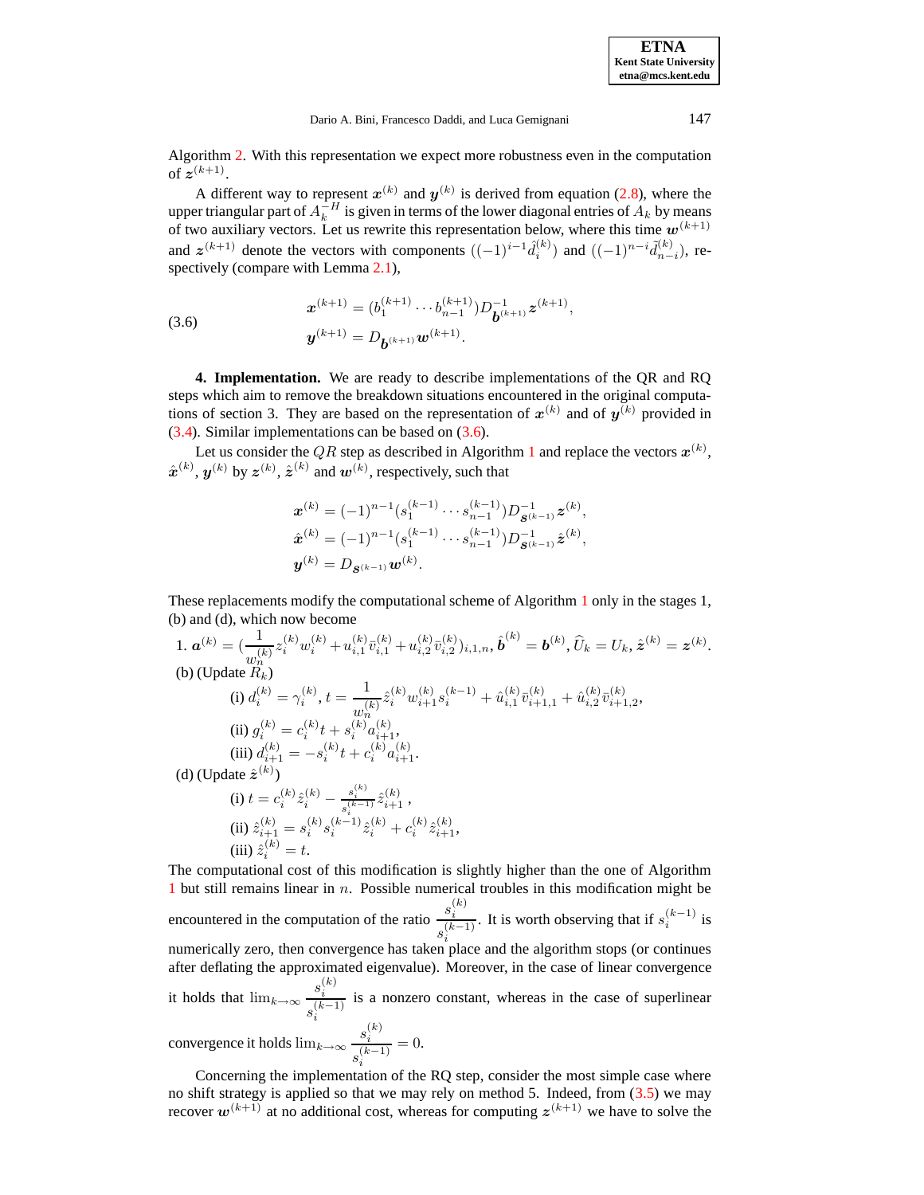Algorithm 2. With this representation we expect more robustness even in the computation of $\boldsymbol{z}^{(k+1)}$.

A different way to represent $\boldsymbol{x}^{(k)}$ and $\boldsymbol{y}^{(k)}$ is derived from equation (2.8), where the upper triangular part of $A_k^{-H}$ is given in terms of the lower diagonal entries of $A_k$ by means of two auxiliary vectors. Let us rewrite this representation below, where this time $\boldsymbol{w}^{(k+1)}$ and $\boldsymbol{z}^{(k+1)}$ denote the vectors with components $((-1)^{i-1}\hat{d}_i^{(k)})$ and $((-1)^{n-i}\tilde{d}_{n-i}^{(k)})$, respectively (compare with Lemma 2.1),

$$
\begin{aligned}
\boldsymbol{x}^{(k+1)} &= (b_1^{(k+1)} \cdots b_{n-1}^{(k+1)}) D_{\boldsymbol{b}^{(k+1)}}^{-1} \boldsymbol{z}^{(k+1)}, \\
\boldsymbol{y}^{(k+1)} &= D_{\boldsymbol{b}^{(k+1)}} \boldsymbol{w}^{(k+1)}.
\end{aligned}
\tag{3.6}
$$

**4. Implementation.** We are ready to describe implementations of the QR and RQ steps which aim to remove the breakdown situations encountered in the original computations of section 3. They are based on the representation of $\boldsymbol{x}^{(k)}$ and of $\boldsymbol{y}^{(k)}$ provided in (3.4). Similar implementations can be based on (3.6).

Let us consider the $QR$ step as described in Algorithm 1 and replace the vectors $\boldsymbol{x}^{(k)}$, $\hat{\boldsymbol{x}}^{(k)}$, $\boldsymbol{y}^{(k)}$ by $\boldsymbol{z}^{(k)}$, $\hat{\boldsymbol{z}}^{(k)}$ and $\boldsymbol{w}^{(k)}$, respectively, such that

$$
\begin{aligned}
\boldsymbol{x}^{(k)} &= (-1)^{n-1}(s_1^{(k-1)} \cdots s_{n-1}^{(k-1)}) D_{\boldsymbol{s}^{(k-1)}}^{-1} \boldsymbol{z}^{(k)}, \\
\hat{\boldsymbol{x}}^{(k)} &= (-1)^{n-1}(s_1^{(k-1)} \cdots s_{n-1}^{(k-1)}) D_{\boldsymbol{s}^{(k-1)}}^{-1} \hat{\boldsymbol{z}}^{(k)}, \\
\boldsymbol{y}^{(k)} &= D_{\boldsymbol{s}^{(k-1)}} \boldsymbol{w}^{(k)}.
\end{aligned}
$$

These replacements modify the computational scheme of Algorithm 1 only in the stages 1, (b) and (d), which now become

1. $\boldsymbol{a}^{(k)} = (\frac{1}{w_n^{(k)}} z_i^{(k)} w_i^{(k)} + u_{i,1}^{(k)}\bar{v}_{i,1}^{(k)} + u_{i,2}^{(k)}\bar{v}_{i,2}^{(k)})_{i,1,n}$, $\hat{\boldsymbol{b}}^{(k)} = \boldsymbol{b}^{(k)}$, $\widehat{U}_k = U_k$, $\hat{\boldsymbol{z}}^{(k)} = \boldsymbol{z}^{(k)}$.

(b) (Update $R_k$)
- (i) $d_i^{(k)} = \gamma_i^{(k)}$, $t = \frac{1}{w_n^{(k)}} \hat{z}_i^{(k)} w_{i+1}^{(k)} s_i^{(k-1)} + \hat{u}_{i,1}^{(k)}\bar{v}_{i+1,1}^{(k)} + \hat{u}_{i,2}^{(k)}\bar{v}_{i+1,2}^{(k)}$,
- (ii) $g_i^{(k)} = c_i^{(k)} t + s_i^{(k)} a_{i+1}^{(k)}$,
- (iii) $d_{i+1}^{(k)} = -s_i^{(k)} t + c_i^{(k)} a_{i+1}^{(k)}$.

(d) (Update $\hat{\boldsymbol{z}}^{(k)}$)
- (i) $t = c_i^{(k)} \hat{z}_i^{(k)} - \frac{s_i^{(k)}}{s_i^{(k-1)}} \hat{z}_{i+1}^{(k)}$ ,
- (ii) $\hat{z}_{i+1}^{(k)} = s_i^{(k)} s_i^{(k-1)} \hat{z}_i^{(k)} + c_i^{(k)} \hat{z}_{i+1}^{(k)}$,
- (iii) $\hat{z}_i^{(k)} = t$.

The computational cost of this modification is slightly higher than the one of Algorithm 1 but still remains linear in $n$. Possible numerical troubles in this modification might be encountered in the computation of the ratio $\frac{s_i^{(k)}}{s_i^{(k-1)}}$. It is worth observing that if $s_i^{(k-1)}$ is numerically zero, then convergence has taken place and the algorithm stops (or continues after deflating the approximated eigenvalue). Moreover, in the case of linear convergence it holds that $\lim_{k\to\infty} \frac{s_i^{(k)}}{s_i^{(k-1)}}$ is a nonzero constant, whereas in the case of superlinear convergence it holds $\lim_{k\to\infty} \frac{s_i^{(k)}}{s_i^{(k-1)}} = 0$.

Concerning the implementation of the RQ step, consider the most simple case where no shift strategy is applied so that we may rely on method 5. Indeed, from (3.5) we may recover $\boldsymbol{w}^{(k+1)}$ at no additional cost, whereas for computing $\boldsymbol{z}^{(k+1)}$ we have to solve the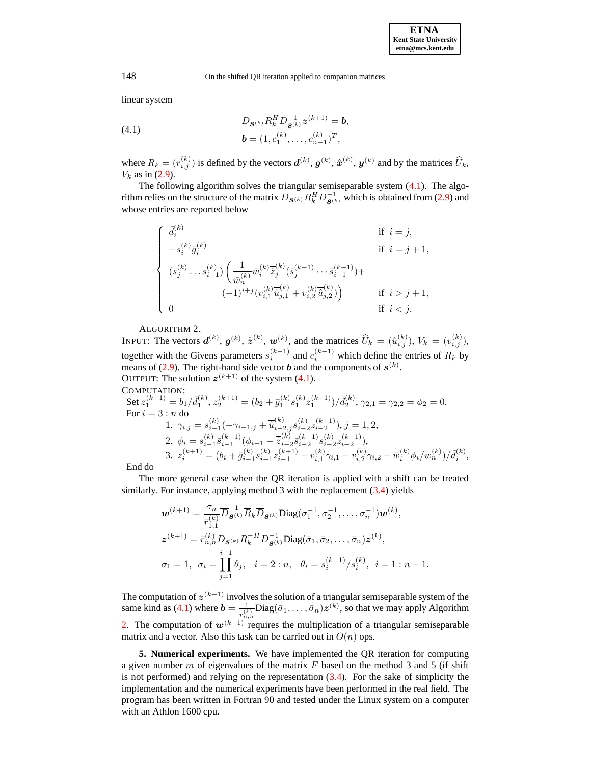linear system

$$
D_{\boldsymbol{s}^{(k)}} R_k^H D_{\boldsymbol{s}^{(k)}}^{-1} \boldsymbol{z}^{(k+1)} = \boldsymbol{b}, \qquad (4.1)
$$
$$
\boldsymbol{b} = (1, c_1^{(k)}, \ldots, c_{n-1}^{(k)})^T,
$$

where $R_k = (r_{i,j}^{(k)})$ is defined by the vectors $\boldsymbol{d}^{(k)}$, $\boldsymbol{g}^{(k)}$, $\hat{\boldsymbol{x}}^{(k)}$, $\boldsymbol{y}^{(k)}$ and by the matrices $\widehat{U}_k$, $V_k$ as in (2.9).

The following algorithm solves the triangular semiseparable system (4.1). The algorithm relies on the structure of the matrix $D_{\boldsymbol{s}^{(k)}} R_k^H D_{\boldsymbol{s}^{(k)}}^{-1}$ which is obtained from (2.9) and whose entries are reported below

$$
\begin{cases}
\bar{d}_i^{(k)} & \text{if } i = j, \\
-s_i^{(k)} \bar{g}_i^{(k)} & \text{if } i = j+1, \\
(s_j^{(k)} \cdots s_{i-1}^{(k)}) \left( \dfrac{1}{\bar{w}_n^{(k)}} \bar{w}_i^{(k)} \overline{\hat{z}}_j^{(k)} (\bar{s}_j^{(k-1)} \cdots \bar{s}_{i-1}^{(k-1)}) + \right. & \\
\qquad \left. (-1)^{i+j} (v_{i,1}^{(k)} \overline{\hat{u}}_{j,1}^{(k)} + v_{i,2}^{(k)} \overline{\hat{u}}_{j,2}^{(k)}) \right) & \text{if } i > j+1, \\
0 & \text{if } i < j.
\end{cases}
$$

ALGORITHM 2.

INPUT: The vectors $\boldsymbol{d}^{(k)}$, $\boldsymbol{g}^{(k)}$, $\hat{\boldsymbol{z}}^{(k)}$, $\boldsymbol{w}^{(k)}$, and the matrices $\widehat{U}_k = (\hat{u}_{i,j}^{(k)})$, $V_k = (v_{i,j}^{(k)})$, together with the Givens parameters $s_i^{(k-1)}$ and $c_i^{(k-1)}$ which define the entries of $R_k$ by means of (2.9). The right-hand side vector $\boldsymbol{b}$ and the components of $\boldsymbol{s}^{(k)}$.

OUTPUT: The solution $\boldsymbol{z}^{(k+1)}$ of the system (4.1).

COMPUTATION:

Set $z_1^{(k+1)} = b_1/\bar{d}_1^{(k)}$, $z_2^{(k+1)} = (b_2 + \bar{g}_1^{(k)} s_1^{(k)} z_1^{(k+1)})/\bar{d}_2^{(k)}$, $\gamma_{2,1} = \gamma_{2,2} = \phi_2 = 0$.

For $i = 3 : n$ do

1. $\gamma_{i,j} = s_{i-1}^{(k)}(-\gamma_{i-1,j} + \overline{\hat{u}}_{i-2,j}^{(k)} s_{i-2}^{(k)} z_{i-2}^{(k+1)})$, $j = 1, 2$,
2. $\phi_i = s_{i-1}^{(k)} \bar{s}_{i-1}^{(k-1)} (\phi_{i-1} - \overline{\hat{z}}_{i-2}^{(k)} \bar{s}_{i-2}^{(k-1)} s_{i-2}^{(k)} z_{i-2}^{(k+1)})$,
3. $z_i^{(k+1)} = (b_i + \bar{g}_{i-1}^{(k)} s_{i-1}^{(k)} z_{i-1}^{(k+1)} - v_{i,1}^{(k)} \gamma_{i,1} - v_{i,2}^{(k)} \gamma_{i,2} + \bar{w}_i^{(k)} \phi_i / w_n^{(k)})/\bar{d}_i^{(k)}$,

End do

The more general case when the QR iteration is applied with a shift can be treated similarly. For instance, applying method 3 with the replacement (3.4) yields

$$
\boldsymbol{w}^{(k+1)} = \frac{\sigma_n}{\bar{r}_{1,1}^{(k)}} \overline{D}_{\boldsymbol{s}^{(k)}}^{-1} \overline{R}_k \overline{D}_{\boldsymbol{s}^{(k)}} \mathrm{Diag}(\sigma_1^{-1}, \sigma_2^{-1}, \ldots, \sigma_n^{-1}) \boldsymbol{w}^{(k)},
$$
$$
\boldsymbol{z}^{(k+1)} = \bar{r}_{n,n}^{(k)} D_{\boldsymbol{s}^{(k)}} R_k^{-H} D_{\boldsymbol{s}^{(k)}}^{-1} \mathrm{Diag}(\bar{\sigma}_1, \bar{\sigma}_2, \ldots, \bar{\sigma}_n) \boldsymbol{z}^{(k)},
$$
$$
\sigma_1 = 1, \quad \sigma_i = \prod_{j=1}^{i-1} \theta_j, \quad i = 2 : n, \quad \theta_i = s_i^{(k-1)}/s_i^{(k)}, \quad i = 1 : n-1.
$$

The computation of $\boldsymbol{z}^{(k+1)}$ involves the solution of a triangular semiseparable system of the same kind as (4.1) where $\boldsymbol{b} = \frac{1}{\bar{r}_{n,n}^{(k)}} \mathrm{Diag}(\bar{\sigma}_1, \ldots, \bar{\sigma}_n) \boldsymbol{z}^{(k)}$, so that we may apply Algorithm 2. The computation of $\boldsymbol{w}^{(k+1)}$ requires the multiplication of a triangular semiseparable matrix and a vector. Also this task can be carried out in $O(n)$ ops.

**5. Numerical experiments.** We have implemented the QR iteration for computing a given number $m$ of eigenvalues of the matrix $F$ based on the method 3 and 5 (if shift is not performed) and relying on the representation (3.4). For the sake of simplicity the implementation and the numerical experiments have been performed in the real field. The program has been written in Fortran 90 and tested under the Linux system on a computer with an Athlon 1600 cpu.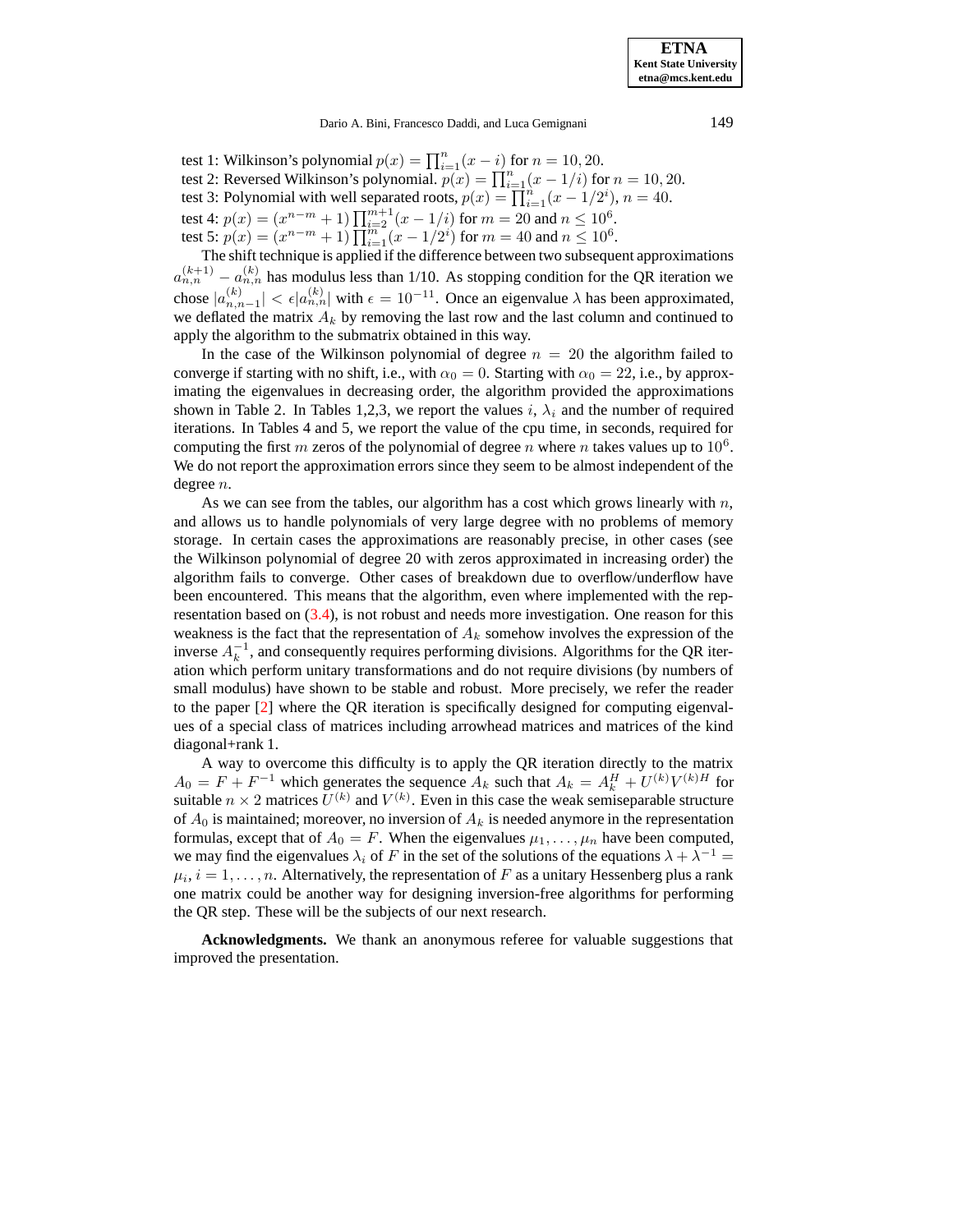test 1: Wilkinson's polynomial $p(x) = \prod_{i=1}^{n}(x - i)$ for $n = 10, 20$.
test 2: Reversed Wilkinson's polynomial. $p(x) = \prod_{i=1}^{n}(x - 1/i)$ for $n = 10, 20$.
test 3: Polynomial with well separated roots, $p(x) = \prod_{i=1}^{n}(x - 1/2^i)$, $n = 40$.
test 4: $p(x) = (x^{n-m} + 1)\prod_{i=2}^{m+1}(x - 1/i)$ for $m = 20$ and $n \le 10^6$.
test 5: $p(x) = (x^{n-m} + 1)\prod_{i=1}^{m}(x - 1/2^i)$ for $m = 40$ and $n \le 10^6$.

The shift technique is applied if the difference between two subsequent approximations $a_{n,n}^{(k+1)} - a_{n,n}^{(k)}$ has modulus less than 1/10. As stopping condition for the QR iteration we chose $|a_{n,n-1}^{(k)}| < \epsilon |a_{n,n}^{(k)}|$ with $\epsilon = 10^{-11}$. Once an eigenvalue $\lambda$ has been approximated, we deflated the matrix $A_k$ by removing the last row and the last column and continued to apply the algorithm to the submatrix obtained in this way.

In the case of the Wilkinson polynomial of degree $n = 20$ the algorithm failed to converge if starting with no shift, i.e., with $\alpha_0 = 0$. Starting with $\alpha_0 = 22$, i.e., by approximating the eigenvalues in decreasing order, the algorithm provided the approximations shown in Table 2. In Tables 1,2,3, we report the values $i$, $\lambda_i$ and the number of required iterations. In Tables 4 and 5, we report the value of the cpu time, in seconds, required for computing the first $m$ zeros of the polynomial of degree $n$ where $n$ takes values up to $10^6$. We do not report the approximation errors since they seem to be almost independent of the degree $n$.

As we can see from the tables, our algorithm has a cost which grows linearly with $n$, and allows us to handle polynomials of very large degree with no problems of memory storage. In certain cases the approximations are reasonably precise, in other cases (see the Wilkinson polynomial of degree 20 with zeros approximated in increasing order) the algorithm fails to converge. Other cases of breakdown due to overflow/underflow have been encountered. This means that the algorithm, even where implemented with the representation based on (3.4), is not robust and needs more investigation. One reason for this weakness is the fact that the representation of $A_k$ somehow involves the expression of the inverse $A_k^{-1}$, and consequently requires performing divisions. Algorithms for the QR iteration which perform unitary transformations and do not require divisions (by numbers of small modulus) have shown to be stable and robust. More precisely, we refer the reader to the paper [2] where the QR iteration is specifically designed for computing eigenvalues of a special class of matrices including arrowhead matrices and matrices of the kind diagonal+rank 1.

A way to overcome this difficulty is to apply the QR iteration directly to the matrix $A_0 = F + F^{-1}$ which generates the sequence $A_k$ such that $A_k = A_k^H + U^{(k)}V^{(k)H}$ for suitable $n \times 2$ matrices $U^{(k)}$ and $V^{(k)}$. Even in this case the weak semiseparable structure of $A_0$ is maintained; moreover, no inversion of $A_k$ is needed anymore in the representation formulas, except that of $A_0 = F$. When the eigenvalues $\mu_1, \ldots, \mu_n$ have been computed, we may find the eigenvalues $\lambda_i$ of $F$ in the set of the solutions of the equations $\lambda + \lambda^{-1} = \mu_i$, $i = 1, \ldots, n$. Alternatively, the representation of $F$ as a unitary Hessenberg plus a rank one matrix could be another way for designing inversion-free algorithms for performing the QR step. These will be the subjects of our next research.

**Acknowledgments.** We thank an anonymous referee for valuable suggestions that improved the presentation.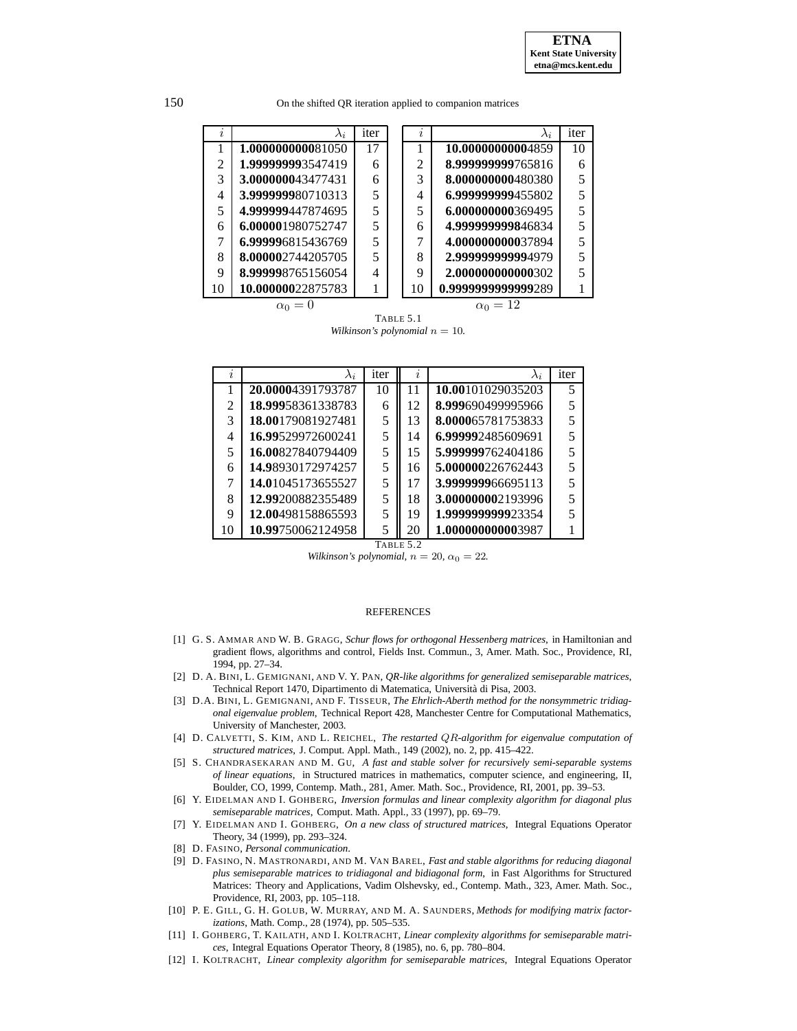| $i$ | $\lambda_i$ | iter |
|---|---|---|
| 1 | **1.0000000000**81050 | 17 |
| 2 | **1.999999999**3547419 | 6 |
| 3 | **3.0000000**43477431 | 6 |
| 4 | **3.9999999**80710313 | 5 |
| 5 | **4.999999**447874695 | 5 |
| 6 | **6.00000**1980752747 | 5 |
| 7 | **6.99999**6815436769 | 5 |
| 8 | **8.00000**2744205705 | 5 |
| 9 | **8.99999**8765156054 | 4 |
| 10 | **10.0000000**22875783 | 1 |

$\alpha_0 = 0$

| $i$ | $\lambda_i$ | iter |
|---|---|---|
| 1 | **10.0000000000**4859 | 10 |
| 2 | **8.9999999999**765816 | 6 |
| 3 | **8.0000000000**480380 | 5 |
| 4 | **6.9999999999**455802 | 5 |
| 5 | **6.0000000000**369495 | 5 |
| 6 | **4.9999999998**46834 | 5 |
| 7 | **4.0000000000**37894 | 5 |
| 8 | **2.9999999999**94979 | 5 |
| 9 | **2.000000000000**302 | 5 |
| 10 | **0.99999999999999**289 | 1 |

$\alpha_0 = 12$

TABLE 5.1
*Wilkinson's polynomial $n = 10$.*

| $i$ | $\lambda_i$ | iter | $i$ | $\lambda_i$ | iter |
|---|---|---|---|---|---|
| 1 | **20.0000**4391793787 | 10 | 11 | **10.00**101029035203 | 5 |
| 2 | **18.999**58361338783 | 6 | 12 | **8.999**690499995966 | 5 |
| 3 | **18.00**179081927481 | 5 | 13 | **8.0000**65781753833 | 5 |
| 4 | **16.99**529972600241 | 5 | 14 | **6.99999**2485609691 | 5 |
| 5 | **16.00**827840794409 | 5 | 15 | **5.999999**762404186 | 5 |
| 6 | **14.9**8930172974257 | 5 | 16 | **5.000000**226762443 | 5 |
| 7 | **14.0**1045173655527 | 5 | 17 | **3.9999999**66695113 | 5 |
| 8 | **12.99**200882355489 | 5 | 18 | **3.000000000**2193996 | 5 |
| 9 | **12.00**498158865593 | 5 | 19 | **1.9999999999**23354 | 5 |
| 10 | **10.99**750062124958 | 5 | 20 | **1.000000000000**3987 | 1 |

TABLE 5.2
*Wilkinson's polynomial, $n = 20$, $\alpha_0 = 22$.*

## REFERENCES

[1] G. S. AMMAR AND W. B. GRAGG, *Schur flows for orthogonal Hessenberg matrices*, in Hamiltonian and gradient flows, algorithms and control, Fields Inst. Commun., 3, Amer. Math. Soc., Providence, RI, 1994, pp. 27–34.

[2] D. A. BINI, L. GEMIGNANI, AND V. Y. PAN, *QR-like algorithms for generalized semiseparable matrices*, Technical Report 1470, Dipartimento di Matematica, Università di Pisa, 2003.

[3] D.A. BINI, L. GEMIGNANI, AND F. TISSEUR, *The Ehrlich-Aberth method for the nonsymmetric tridiagonal eigenvalue problem*, Technical Report 428, Manchester Centre for Computational Mathematics, University of Manchester, 2003.

[4] D. CALVETTI, S. KIM, AND L. REICHEL, *The restarted $QR$-algorithm for eigenvalue computation of structured matrices*, J. Comput. Appl. Math., 149 (2002), no. 2, pp. 415–422.

[5] S. CHANDRASEKARAN AND M. GU, *A fast and stable solver for recursively semi-separable systems of linear equations*, in Structured matrices in mathematics, computer science, and engineering, II, Boulder, CO, 1999, Contemp. Math., 281, Amer. Math. Soc., Providence, RI, 2001, pp. 39–53.

[6] Y. EIDELMAN AND I. GOHBERG, *Inversion formulas and linear complexity algorithm for diagonal plus semiseparable matrices,* Comput. Math. Appl., 33 (1997), pp. 69–79.

[7] Y. EIDELMAN AND I. GOHBERG, *On a new class of structured matrices,* Integral Equations Operator Theory, 34 (1999), pp. 293–324.

[8] D. FASINO, *Personal communication*.

[9] D. FASINO, N. MASTRONARDI, AND M. VAN BAREL, *Fast and stable algorithms for reducing diagonal plus semiseparable matrices to tridiagonal and bidiagonal form,* in Fast Algorithms for Structured Matrices: Theory and Applications, Vadim Olshevsky, ed., Contemp. Math., 323, Amer. Math. Soc., Providence, RI, 2003, pp. 105–118.

[10] P. E. GILL, G. H. GOLUB, W. MURRAY, AND M. A. SAUNDERS, *Methods for modifying matrix factorizations*, Math. Comp., 28 (1974), pp. 505–535.

[11] I. GOHBERG, T. KAILATH, AND I. KOLTRACHT, *Linear complexity algorithms for semiseparable matrices,* Integral Equations Operator Theory, 8 (1985), no. 6, pp. 780–804.

[12] I. KOLTRACHT, *Linear complexity algorithm for semiseparable matrices*, Integral Equations Operator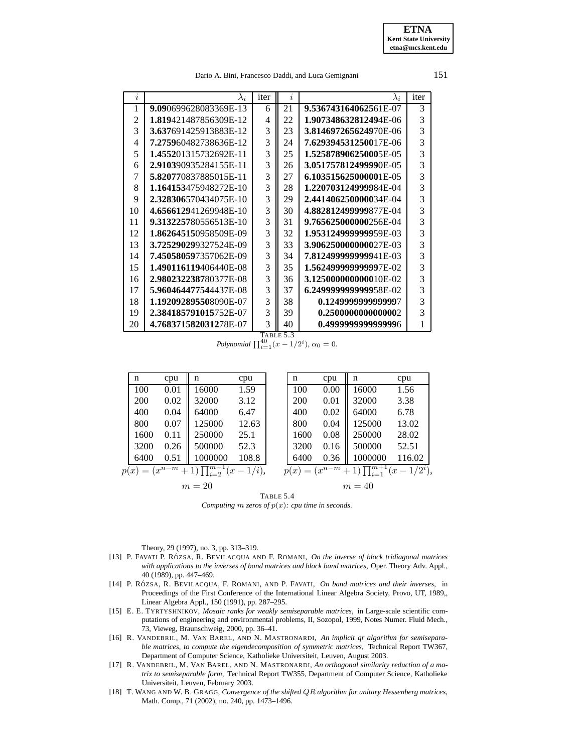| $i$ | $\lambda_i$ | iter | $i$ | $\lambda_i$ | iter |
|---|---|---|---|---|---|
| 1 | **9.09**0699628083369E-13 | 6 | 21 | **9.5367431640625**61E-07 | 3 |
| 2 | **1.819**421487856309E-12 | 4 | 22 | **1.907348632812494**E-06 | 3 |
| 3 | **3.637**691425913883E-12 | 3 | 23 | **3.814697265624**970E-06 | 3 |
| 4 | **7.2759**60482738636E-12 | 3 | 24 | **7.629394531250**017E-06 | 3 |
| 5 | **1.4552**01315732692E-11 | 3 | 25 | **1.525878906250000**5E-05 | 3 |
| 6 | **2.9103**90935284155E-11 | 3 | 26 | **3.05175781249999**0E-05 | 3 |
| 7 | **5.8207**70837885015E-11 | 3 | 27 | **6.103515625000001**E-05 | 3 |
| 8 | **1.164153**475948272E-10 | 3 | 28 | **1.220703124999998**4E-04 | 3 |
| 9 | **2.328306**570434075E-10 | 3 | 29 | **2.441406250000003**4E-04 | 3 |
| 10 | **4.6566129**41269948E-10 | 3 | 30 | **4.882812499999**877E-04 | 3 |
| 11 | **9.3132257**80556513E-10 | 3 | 31 | **9.765625000000**256E-04 | 3 |
| 12 | **1.862645150**958509E-09 | 3 | 32 | **1.953124999999999**59E-03 | 3 |
| 13 | **3.725290299**327524E-09 | 3 | 33 | **3.906250000000000**27E-03 | 3 |
| 14 | **7.450580597**357062E-09 | 3 | 34 | **7.812499999999999**41E-03 | 3 |
| 15 | **1.490116119**406440E-08 | 3 | 35 | **1.562499999999999**7E-02 | 3 |
| 16 | **2.980232238**780377E-08 | 3 | 36 | **3.125000000000000**10E-02 | 3 |
| 17 | **5.9604644775**44437E-08 | 3 | 37 | **6.249999999999999**58E-02 | 3 |
| 18 | **1.1920928955**08090E-07 | 3 | 38 | **0.124999999999999**7 | 3 |
| 19 | **2.384185791015**752E-07 | 3 | 39 | **0.250000000000000**2 | 3 |
| 20 | **4.768371582031**278E-07 | 3 | 40 | **0.499999999999999**6 | 1 |

TABLE 5.3
*Polynomial* $\prod_{i=1}^{40}(x - 1/2^i)$, $\alpha_0 = 0$.

$p(x) = (x^{n-m} + 1)\prod_{i=2}^{m+1}(x - 1/i)$, $m = 20$

| n | cpu | n | cpu |
|---|---|---|---|
| 100 | 0.01 | 16000 | 1.59 |
| 200 | 0.02 | 32000 | 3.12 |
| 400 | 0.04 | 64000 | 6.47 |
| 800 | 0.07 | 125000 | 12.63 |
| 1600 | 0.11 | 250000 | 25.1 |
| 3200 | 0.26 | 500000 | 52.3 |
| 6400 | 0.51 | 1000000 | 108.8 |

$p(x) = (x^{n-m} + 1)\prod_{i=1}^{m+1}(x - 1/2^i)$, $m = 40$

| n | cpu | n | cpu |
|---|---|---|---|
| 100 | 0.00 | 16000 | 1.56 |
| 200 | 0.01 | 32000 | 3.38 |
| 400 | 0.02 | 64000 | 6.78 |
| 800 | 0.04 | 125000 | 13.02 |
| 1600 | 0.08 | 250000 | 28.02 |
| 3200 | 0.16 | 500000 | 52.51 |
| 6400 | 0.36 | 1000000 | 116.02 |

TABLE 5.4
*Computing $m$ zeros of $p(x)$: cpu time in seconds.*

Theory, 29 (1997), no. 3, pp. 313–319.

[13] P. FAVATI P. RÓZSA, R. BEVILACQUA AND F. ROMANI, *On the inverse of block tridiagonal matrices with applications to the inverses of band matrices and block band matrices*, Oper. Theory Adv. Appl., 40 (1989), pp. 447–469.

[14] P. RÓZSA, R. BEVILACQUA, F. ROMANI, AND P. FAVATI, *On band matrices and their inverses*, in Proceedings of the First Conference of the International Linear Algebra Society, Provo, UT, 1989,, Linear Algebra Appl., 150 (1991), pp. 287–295.

[15] E. E. TYRTYSHNIKOV, *Mosaic ranks for weakly semiseparable matrices*, in Large-scale scientific computations of engineering and environmental problems, II, Sozopol, 1999, Notes Numer. Fluid Mech., 73, Vieweg, Braunschweig, 2000, pp. 36–41.

[16] R. VANDEBRIL, M. VAN BAREL, AND N. MASTRONARDI, *An implicit qr algorithm for semiseparable matrices, to compute the eigendecomposition of symmetric matrices*, Technical Report TW367, Department of Computer Science, Katholieke Universiteit, Leuven, August 2003.

[17] R. VANDEBRIL, M. VAN BAREL, AND N. MASTRONARDI, *An orthogonal similarity reduction of a matrix to semiseparable form*, Technical Report TW355, Department of Computer Science, Katholieke Universiteit, Leuven, February 2003.

[18] T. WANG AND W. B. GRAGG, *Convergence of the shifted $QR$ algorithm for unitary Hessenberg matrices*, Math. Comp., 71 (2002), no. 240, pp. 1473–1496.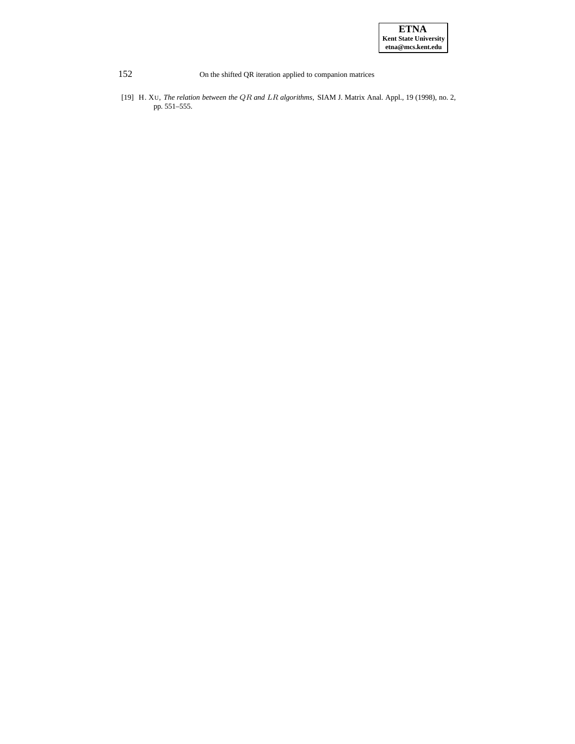[19] H. Xu, *The relation between the $QR$ and $LR$ algorithms*, SIAM J. Matrix Anal. Appl., 19 (1998), no. 2, pp. 551–555.